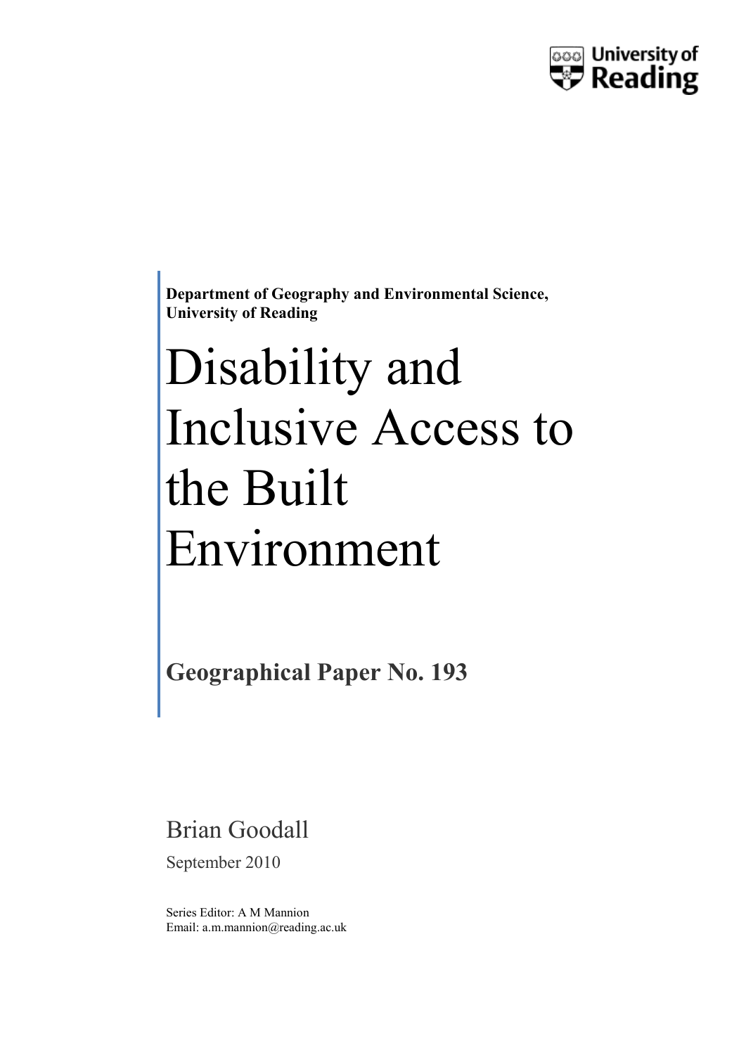University of Reading

**Department of Geography and Environmental Science, University of Reading**

# Disability and Inclusive Access to the Built Environment

## Geographical Paper No. 193

Brian Goodall

September 2010

Series Editor: A M Mannion
Email: a.m.mannion@reading.ac.uk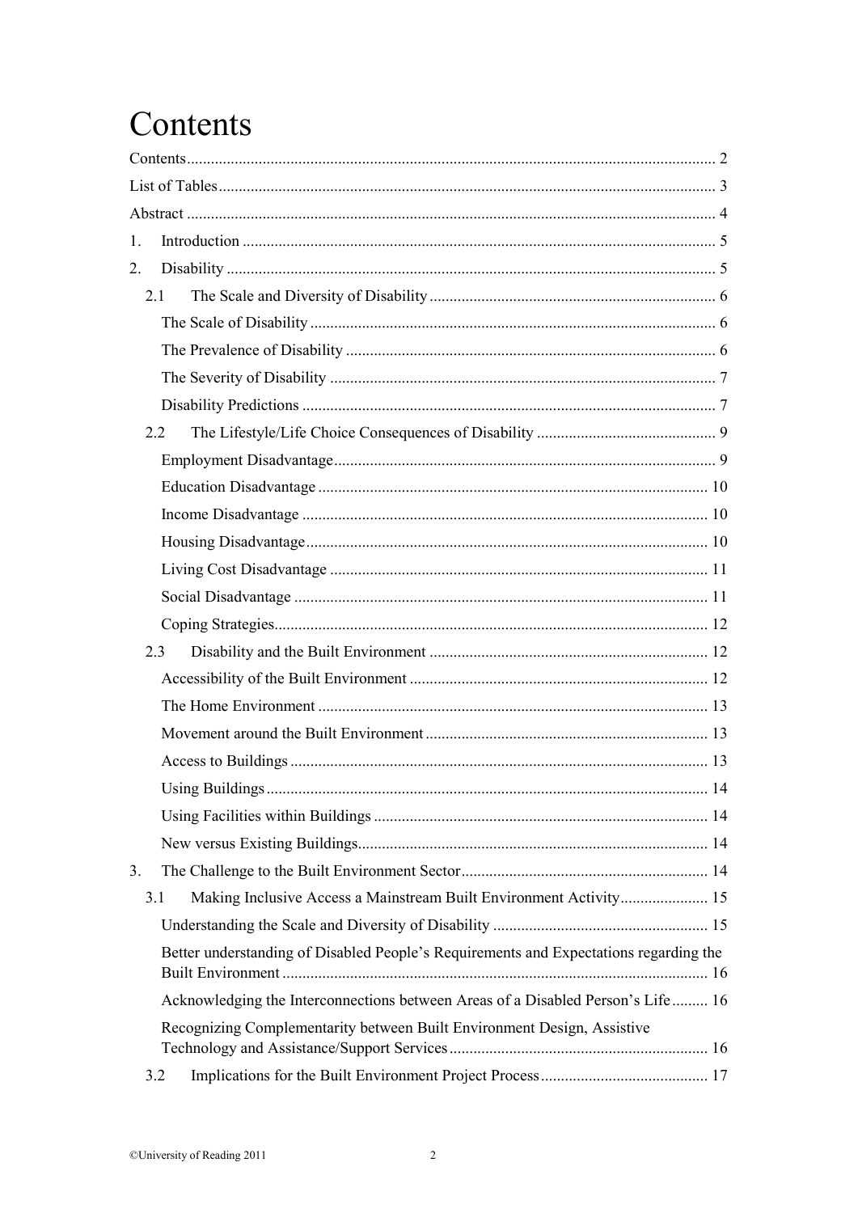# Contents

Contents ..... 2

List of Tables ..... 3

Abstract ..... 4

1. Introduction ..... 5
2. Disability ..... 5
    - 2.1 The Scale and Diversity of Disability ..... 6
        - The Scale of Disability ..... 6
        - The Prevalence of Disability ..... 6
        - The Severity of Disability ..... 7
        - Disability Predictions ..... 7
    - 2.2 The Lifestyle/Life Choice Consequences of Disability ..... 9
        - Employment Disadvantage ..... 9
        - Education Disadvantage ..... 10
        - Income Disadvantage ..... 10
        - Housing Disadvantage ..... 10
        - Living Cost Disadvantage ..... 11
        - Social Disadvantage ..... 11
        - Coping Strategies ..... 12
    - 2.3 Disability and the Built Environment ..... 12
        - Accessibility of the Built Environment ..... 12
        - The Home Environment ..... 13
        - Movement around the Built Environment ..... 13
        - Access to Buildings ..... 13
        - Using Buildings ..... 14
        - Using Facilities within Buildings ..... 14
        - New versus Existing Buildings ..... 14
3. The Challenge to the Built Environment Sector ..... 14
    - 3.1 Making Inclusive Access a Mainstream Built Environment Activity ..... 15
        - Understanding the Scale and Diversity of Disability ..... 15
        - Better understanding of Disabled People's Requirements and Expectations regarding the Built Environment ..... 16
        - Acknowledging the Interconnections between Areas of a Disabled Person's Life ..... 16
        - Recognizing Complementarity between Built Environment Design, Assistive Technology and Assistance/Support Services ..... 16
    - 3.2 Implications for the Built Environment Project Process ..... 17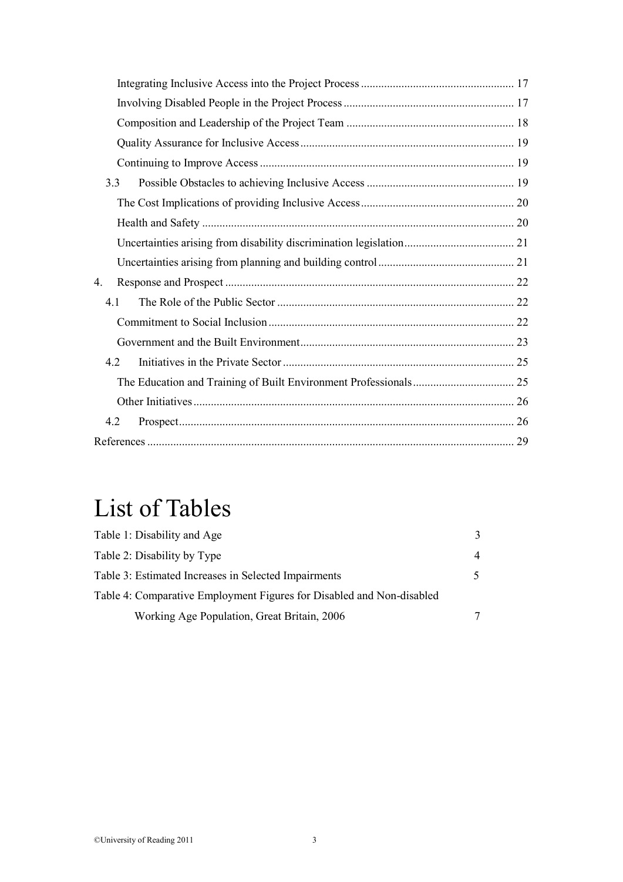Integrating Inclusive Access into the Project Process ..... 17
Involving Disabled People in the Project Process ..... 17
Composition and Leadership of the Project Team ..... 18
Quality Assurance for Inclusive Access ..... 19
Continuing to Improve Access ..... 19

3.3 Possible Obstacles to achieving Inclusive Access ..... 19
The Cost Implications of providing Inclusive Access ..... 20
Health and Safety ..... 20
Uncertainties arising from disability discrimination legislation ..... 21
Uncertainties arising from planning and building control ..... 21

4. Response and Prospect ..... 22

4.1 The Role of the Public Sector ..... 22
Commitment to Social Inclusion ..... 22
Government and the Built Environment ..... 23

4.2 Initiatives in the Private Sector ..... 25
The Education and Training of Built Environment Professionals ..... 25
Other Initiatives ..... 26

4.2 Prospect ..... 26

References ..... 29

# List of Tables

Table 1: Disability and Age 3
Table 2: Disability by Type 4
Table 3: Estimated Increases in Selected Impairments 5
Table 4: Comparative Employment Figures for Disabled and Non-disabled Working Age Population, Great Britain, 2006 7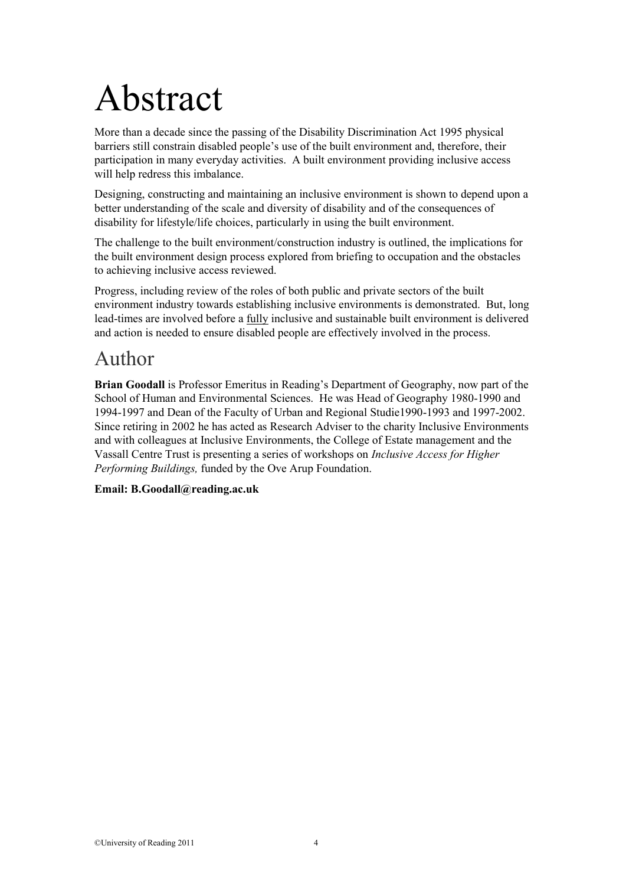# Abstract

More than a decade since the passing of the Disability Discrimination Act 1995 physical barriers still constrain disabled people's use of the built environment and, therefore, their participation in many everyday activities. A built environment providing inclusive access will help redress this imbalance.

Designing, constructing and maintaining an inclusive environment is shown to depend upon a better understanding of the scale and diversity of disability and of the consequences of disability for lifestyle/life choices, particularly in using the built environment.

The challenge to the built environment/construction industry is outlined, the implications for the built environment design process explored from briefing to occupation and the obstacles to achieving inclusive access reviewed.

Progress, including review of the roles of both public and private sectors of the built environment industry towards establishing inclusive environments is demonstrated. But, long lead-times are involved before a fully inclusive and sustainable built environment is delivered and action is needed to ensure disabled people are effectively involved in the process.

## Author

**Brian Goodall** is Professor Emeritus in Reading's Department of Geography, now part of the School of Human and Environmental Sciences. He was Head of Geography 1980-1990 and 1994-1997 and Dean of the Faculty of Urban and Regional Studie1990-1993 and 1997-2002. Since retiring in 2002 he has acted as Research Adviser to the charity Inclusive Environments and with colleagues at Inclusive Environments, the College of Estate management and the Vassall Centre Trust is presenting a series of workshops on *Inclusive Access for Higher Performing Buildings,* funded by the Ove Arup Foundation.

**Email: B.Goodall@reading.ac.uk**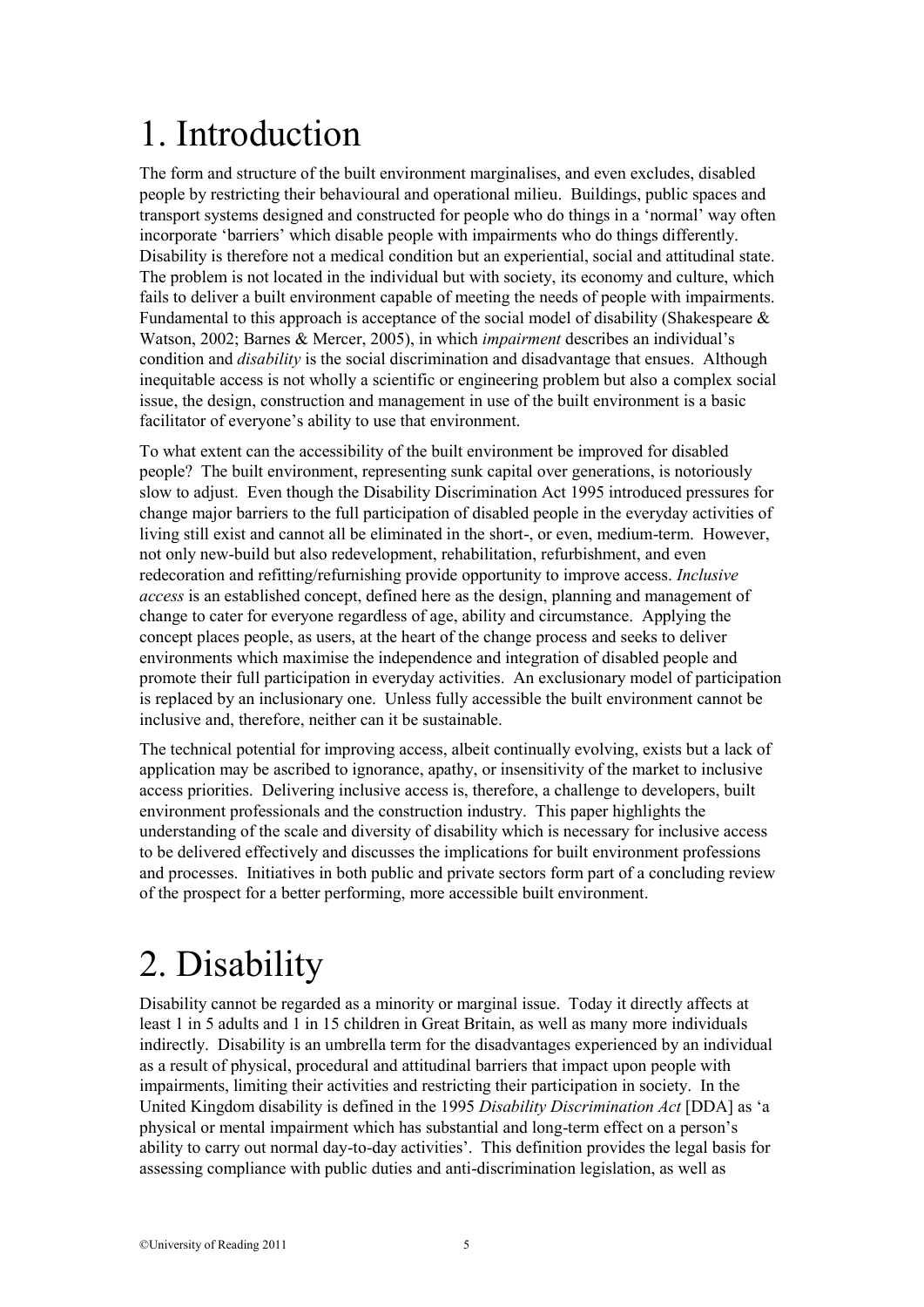# 1. Introduction

The form and structure of the built environment marginalises, and even excludes, disabled people by restricting their behavioural and operational milieu. Buildings, public spaces and transport systems designed and constructed for people who do things in a 'normal' way often incorporate 'barriers' which disable people with impairments who do things differently. Disability is therefore not a medical condition but an experiential, social and attitudinal state. The problem is not located in the individual but with society, its economy and culture, which fails to deliver a built environment capable of meeting the needs of people with impairments. Fundamental to this approach is acceptance of the social model of disability (Shakespeare & Watson, 2002; Barnes & Mercer, 2005), in which *impairment* describes an individual's condition and *disability* is the social discrimination and disadvantage that ensues. Although inequitable access is not wholly a scientific or engineering problem but also a complex social issue, the design, construction and management in use of the built environment is a basic facilitator of everyone's ability to use that environment.

To what extent can the accessibility of the built environment be improved for disabled people? The built environment, representing sunk capital over generations, is notoriously slow to adjust. Even though the Disability Discrimination Act 1995 introduced pressures for change major barriers to the full participation of disabled people in the everyday activities of living still exist and cannot all be eliminated in the short-, or even, medium-term. However, not only new-build but also redevelopment, rehabilitation, refurbishment, and even redecoration and refitting/refurnishing provide opportunity to improve access. *Inclusive access* is an established concept, defined here as the design, planning and management of change to cater for everyone regardless of age, ability and circumstance. Applying the concept places people, as users, at the heart of the change process and seeks to deliver environments which maximise the independence and integration of disabled people and promote their full participation in everyday activities. An exclusionary model of participation is replaced by an inclusionary one. Unless fully accessible the built environment cannot be inclusive and, therefore, neither can it be sustainable.

The technical potential for improving access, albeit continually evolving, exists but a lack of application may be ascribed to ignorance, apathy, or insensitivity of the market to inclusive access priorities. Delivering inclusive access is, therefore, a challenge to developers, built environment professionals and the construction industry. This paper highlights the understanding of the scale and diversity of disability which is necessary for inclusive access to be delivered effectively and discusses the implications for built environment professions and processes. Initiatives in both public and private sectors form part of a concluding review of the prospect for a better performing, more accessible built environment.

# 2. Disability

Disability cannot be regarded as a minority or marginal issue. Today it directly affects at least 1 in 5 adults and 1 in 15 children in Great Britain, as well as many more individuals indirectly. Disability is an umbrella term for the disadvantages experienced by an individual as a result of physical, procedural and attitudinal barriers that impact upon people with impairments, limiting their activities and restricting their participation in society. In the United Kingdom disability is defined in the 1995 *Disability Discrimination Act* [DDA] as 'a physical or mental impairment which has substantial and long-term effect on a person's ability to carry out normal day-to-day activities'. This definition provides the legal basis for assessing compliance with public duties and anti-discrimination legislation, as well as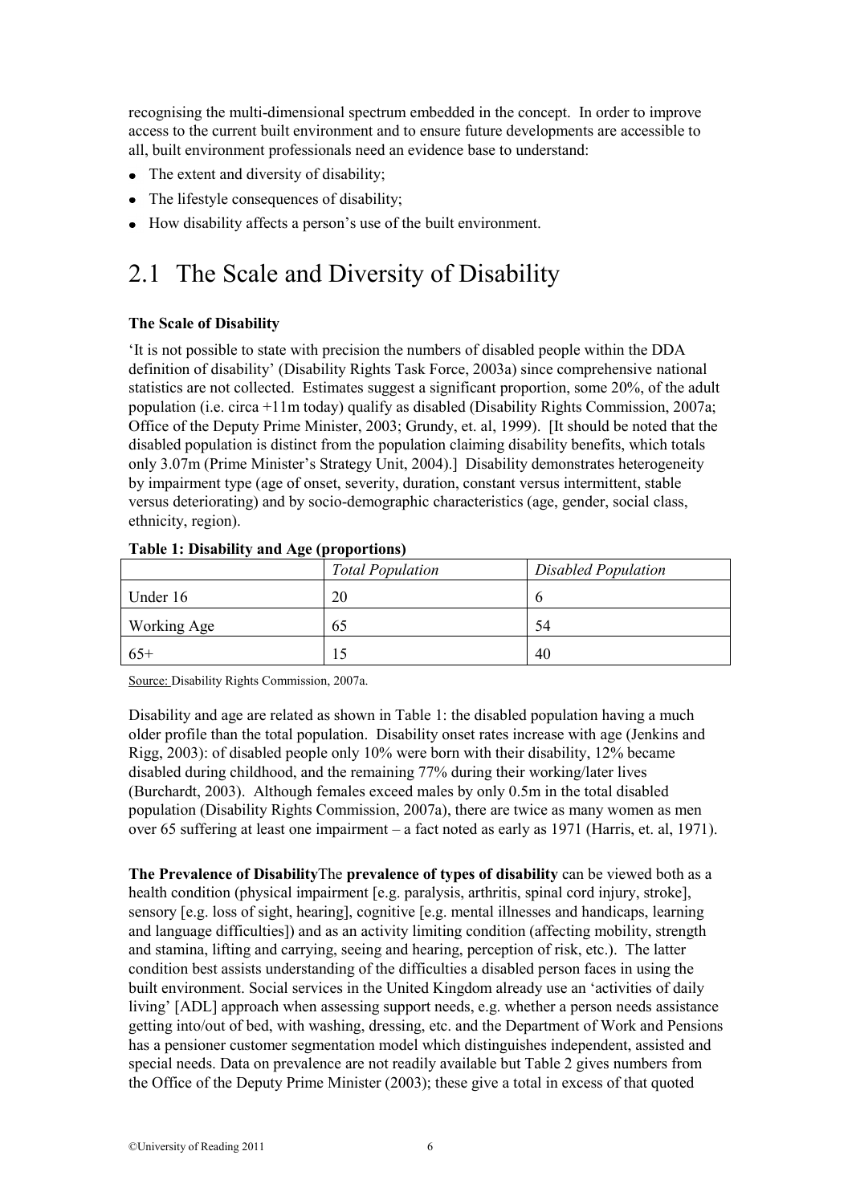recognising the multi-dimensional spectrum embedded in the concept. In order to improve access to the current built environment and to ensure future developments are accessible to all, built environment professionals need an evidence base to understand:

- The extent and diversity of disability;
- The lifestyle consequences of disability;
- How disability affects a person's use of the built environment.

## 2.1 The Scale and Diversity of Disability

**The Scale of Disability**

'It is not possible to state with precision the numbers of disabled people within the DDA definition of disability' (Disability Rights Task Force, 2003a) since comprehensive national statistics are not collected. Estimates suggest a significant proportion, some 20%, of the adult population (i.e. circa +11m today) qualify as disabled (Disability Rights Commission, 2007a; Office of the Deputy Prime Minister, 2003; Grundy, et. al, 1999). [It should be noted that the disabled population is distinct from the population claiming disability benefits, which totals only 3.07m (Prime Minister's Strategy Unit, 2004).] Disability demonstrates heterogeneity by impairment type (age of onset, severity, duration, constant versus intermittent, stable versus deteriorating) and by socio-demographic characteristics (age, gender, social class, ethnicity, region).

**Table 1: Disability and Age (proportions)**

| | *Total Population* | *Disabled Population* |
|---|---|---|
| Under 16 | 20 | 6 |
| Working Age | 65 | 54 |
| 65+ | 15 | 40 |

Source: Disability Rights Commission, 2007a.

Disability and age are related as shown in Table 1: the disabled population having a much older profile than the total population. Disability onset rates increase with age (Jenkins and Rigg, 2003): of disabled people only 10% were born with their disability, 12% became disabled during childhood, and the remaining 77% during their working/later lives (Burchardt, 2003). Although females exceed males by only 0.5m in the total disabled population (Disability Rights Commission, 2007a), there are twice as many women as men over 65 suffering at least one impairment – a fact noted as early as 1971 (Harris, et. al, 1971).

**The Prevalence of Disability**The **prevalence of types of disability** can be viewed both as a health condition (physical impairment [e.g. paralysis, arthritis, spinal cord injury, stroke], sensory [e.g. loss of sight, hearing], cognitive [e.g. mental illnesses and handicaps, learning and language difficulties]) and as an activity limiting condition (affecting mobility, strength and stamina, lifting and carrying, seeing and hearing, perception of risk, etc.). The latter condition best assists understanding of the difficulties a disabled person faces in using the built environment. Social services in the United Kingdom already use an 'activities of daily living' [ADL] approach when assessing support needs, e.g. whether a person needs assistance getting into/out of bed, with washing, dressing, etc. and the Department of Work and Pensions has a pensioner customer segmentation model which distinguishes independent, assisted and special needs. Data on prevalence are not readily available but Table 2 gives numbers from the Office of the Deputy Prime Minister (2003); these give a total in excess of that quoted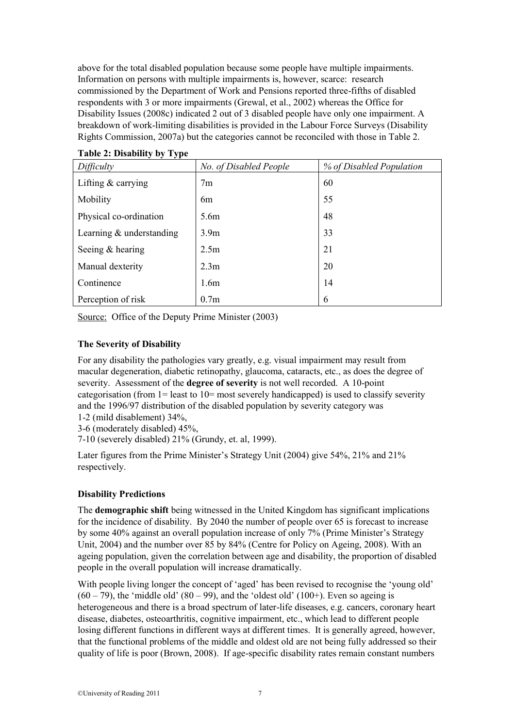above for the total disabled population because some people have multiple impairments. Information on persons with multiple impairments is, however, scarce: research commissioned by the Department of Work and Pensions reported three-fifths of disabled respondents with 3 or more impairments (Grewal, et al., 2002) whereas the Office for Disability Issues (2008c) indicated 2 out of 3 disabled people have only one impairment. A breakdown of work-limiting disabilities is provided in the Labour Force Surveys (Disability Rights Commission, 2007a) but the categories cannot be reconciled with those in Table 2.

**Table 2: Disability by Type**

| *Difficulty* | *No. of Disabled People* | *% of Disabled Population* |
|---|---|---|
| Lifting & carrying | 7m | 60 |
| Mobility | 6m | 55 |
| Physical co-ordination | 5.6m | 48 |
| Learning & understanding | 3.9m | 33 |
| Seeing & hearing | 2.5m | 21 |
| Manual dexterity | 2.3m | 20 |
| Continence | 1.6m | 14 |
| Perception of risk | 0.7m | 6 |

Source: Office of the Deputy Prime Minister (2003)

### The Severity of Disability

For any disability the pathologies vary greatly, e.g. visual impairment may result from macular degeneration, diabetic retinopathy, glaucoma, cataracts, etc., as does the degree of severity. Assessment of the **degree of severity** is not well recorded. A 10-point categorisation (from 1= least to 10= most severely handicapped) is used to classify severity and the 1996/97 distribution of the disabled population by severity category was
1-2 (mild disablement) 34%,
3-6 (moderately disabled) 45%,
7-10 (severely disabled) 21% (Grundy, et. al, 1999).

Later figures from the Prime Minister's Strategy Unit (2004) give 54%, 21% and 21% respectively.

### Disability Predictions

The **demographic shift** being witnessed in the United Kingdom has significant implications for the incidence of disability. By 2040 the number of people over 65 is forecast to increase by some 40% against an overall population increase of only 7% (Prime Minister's Strategy Unit, 2004) and the number over 85 by 84% (Centre for Policy on Ageing, 2008). With an ageing population, given the correlation between age and disability, the proportion of disabled people in the overall population will increase dramatically.

With people living longer the concept of 'aged' has been revised to recognise the 'young old' (60 – 79), the 'middle old' (80 – 99), and the 'oldest old' (100+). Even so ageing is heterogeneous and there is a broad spectrum of later-life diseases, e.g. cancers, coronary heart disease, diabetes, osteoarthritis, cognitive impairment, etc., which lead to different people losing different functions in different ways at different times. It is generally agreed, however, that the functional problems of the middle and oldest old are not being fully addressed so their quality of life is poor (Brown, 2008). If age-specific disability rates remain constant numbers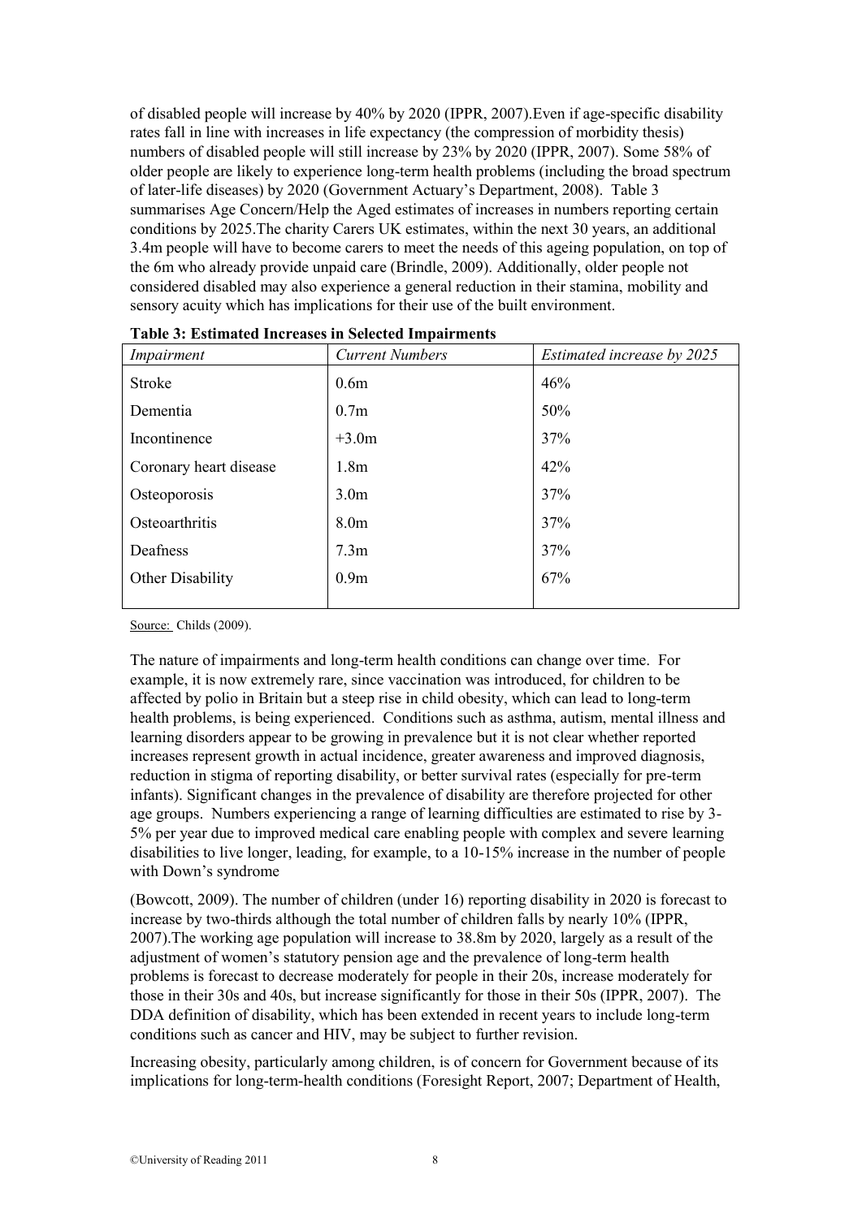of disabled people will increase by 40% by 2020 (IPPR, 2007).Even if age-specific disability rates fall in line with increases in life expectancy (the compression of morbidity thesis) numbers of disabled people will still increase by 23% by 2020 (IPPR, 2007). Some 58% of older people are likely to experience long-term health problems (including the broad spectrum of later-life diseases) by 2020 (Government Actuary's Department, 2008). Table 3 summarises Age Concern/Help the Aged estimates of increases in numbers reporting certain conditions by 2025.The charity Carers UK estimates, within the next 30 years, an additional 3.4m people will have to become carers to meet the needs of this ageing population, on top of the 6m who already provide unpaid care (Brindle, 2009). Additionally, older people not considered disabled may also experience a general reduction in their stamina, mobility and sensory acuity which has implications for their use of the built environment.

**Table 3: Estimated Increases in Selected Impairments**

| *Impairment* | *Current Numbers* | *Estimated increase by 2025* |
|---|---|---|
| Stroke | 0.6m | 46% |
| Dementia | 0.7m | 50% |
| Incontinence | +3.0m | 37% |
| Coronary heart disease | 1.8m | 42% |
| Osteoporosis | 3.0m | 37% |
| Osteoarthritis | 8.0m | 37% |
| Deafness | 7.3m | 37% |
| Other Disability | 0.9m | 67% |

Source: Childs (2009).

The nature of impairments and long-term health conditions can change over time. For example, it is now extremely rare, since vaccination was introduced, for children to be affected by polio in Britain but a steep rise in child obesity, which can lead to long-term health problems, is being experienced. Conditions such as asthma, autism, mental illness and learning disorders appear to be growing in prevalence but it is not clear whether reported increases represent growth in actual incidence, greater awareness and improved diagnosis, reduction in stigma of reporting disability, or better survival rates (especially for pre-term infants). Significant changes in the prevalence of disability are therefore projected for other age groups. Numbers experiencing a range of learning difficulties are estimated to rise by 3-5% per year due to improved medical care enabling people with complex and severe learning disabilities to live longer, leading, for example, to a 10-15% increase in the number of people with Down's syndrome

(Bowcott, 2009). The number of children (under 16) reporting disability in 2020 is forecast to increase by two-thirds although the total number of children falls by nearly 10% (IPPR, 2007).The working age population will increase to 38.8m by 2020, largely as a result of the adjustment of women's statutory pension age and the prevalence of long-term health problems is forecast to decrease moderately for people in their 20s, increase moderately for those in their 30s and 40s, but increase significantly for those in their 50s (IPPR, 2007). The DDA definition of disability, which has been extended in recent years to include long-term conditions such as cancer and HIV, may be subject to further revision.

Increasing obesity, particularly among children, is of concern for Government because of its implications for long-term-health conditions (Foresight Report, 2007; Department of Health,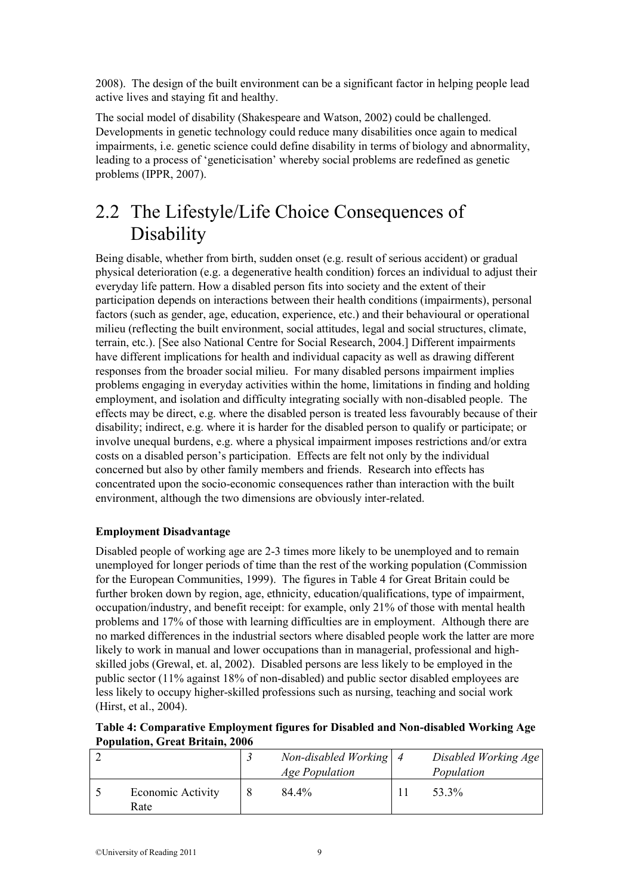2008). The design of the built environment can be a significant factor in helping people lead active lives and staying fit and healthy.

The social model of disability (Shakespeare and Watson, 2002) could be challenged. Developments in genetic technology could reduce many disabilities once again to medical impairments, i.e. genetic science could define disability in terms of biology and abnormality, leading to a process of 'geneticisation' whereby social problems are redefined as genetic problems (IPPR, 2007).

## 2.2 The Lifestyle/Life Choice Consequences of Disability

Being disable, whether from birth, sudden onset (e.g. result of serious accident) or gradual physical deterioration (e.g. a degenerative health condition) forces an individual to adjust their everyday life pattern. How a disabled person fits into society and the extent of their participation depends on interactions between their health conditions (impairments), personal factors (such as gender, age, education, experience, etc.) and their behavioural or operational milieu (reflecting the built environment, social attitudes, legal and social structures, climate, terrain, etc.). [See also National Centre for Social Research, 2004.] Different impairments have different implications for health and individual capacity as well as drawing different responses from the broader social milieu. For many disabled persons impairment implies problems engaging in everyday activities within the home, limitations in finding and holding employment, and isolation and difficulty integrating socially with non-disabled people. The effects may be direct, e.g. where the disabled person is treated less favourably because of their disability; indirect, e.g. where it is harder for the disabled person to qualify or participate; or involve unequal burdens, e.g. where a physical impairment imposes restrictions and/or extra costs on a disabled person's participation. Effects are felt not only by the individual concerned but also by other family members and friends. Research into effects has concentrated upon the socio-economic consequences rather than interaction with the built environment, although the two dimensions are obviously inter-related.

**Employment Disadvantage**

Disabled people of working age are 2-3 times more likely to be unemployed and to remain unemployed for longer periods of time than the rest of the working population (Commission for the European Communities, 1999). The figures in Table 4 for Great Britain could be further broken down by region, age, ethnicity, education/qualifications, type of impairment, occupation/industry, and benefit receipt: for example, only 21% of those with mental health problems and 17% of those with learning difficulties are in employment. Although there are no marked differences in the industrial sectors where disabled people work the latter are more likely to work in manual and lower occupations than in managerial, professional and high-skilled jobs (Grewal, et. al, 2002). Disabled persons are less likely to be employed in the public sector (11% against 18% of non-disabled) and public sector disabled employees are less likely to occupy higher-skilled professions such as nursing, teaching and social work (Hirst, et al., 2004).

**Table 4: Comparative Employment figures for Disabled and Non-disabled Working Age Population, Great Britain, 2006**

| 2 | | 3 | *Non-disabled Working Age Population* | 4 | *Disabled Working Age Population* |
|---|---|---|---|---|---|
| 5 | Economic Activity Rate | 8 | 84.4% | 11 | 53.3% |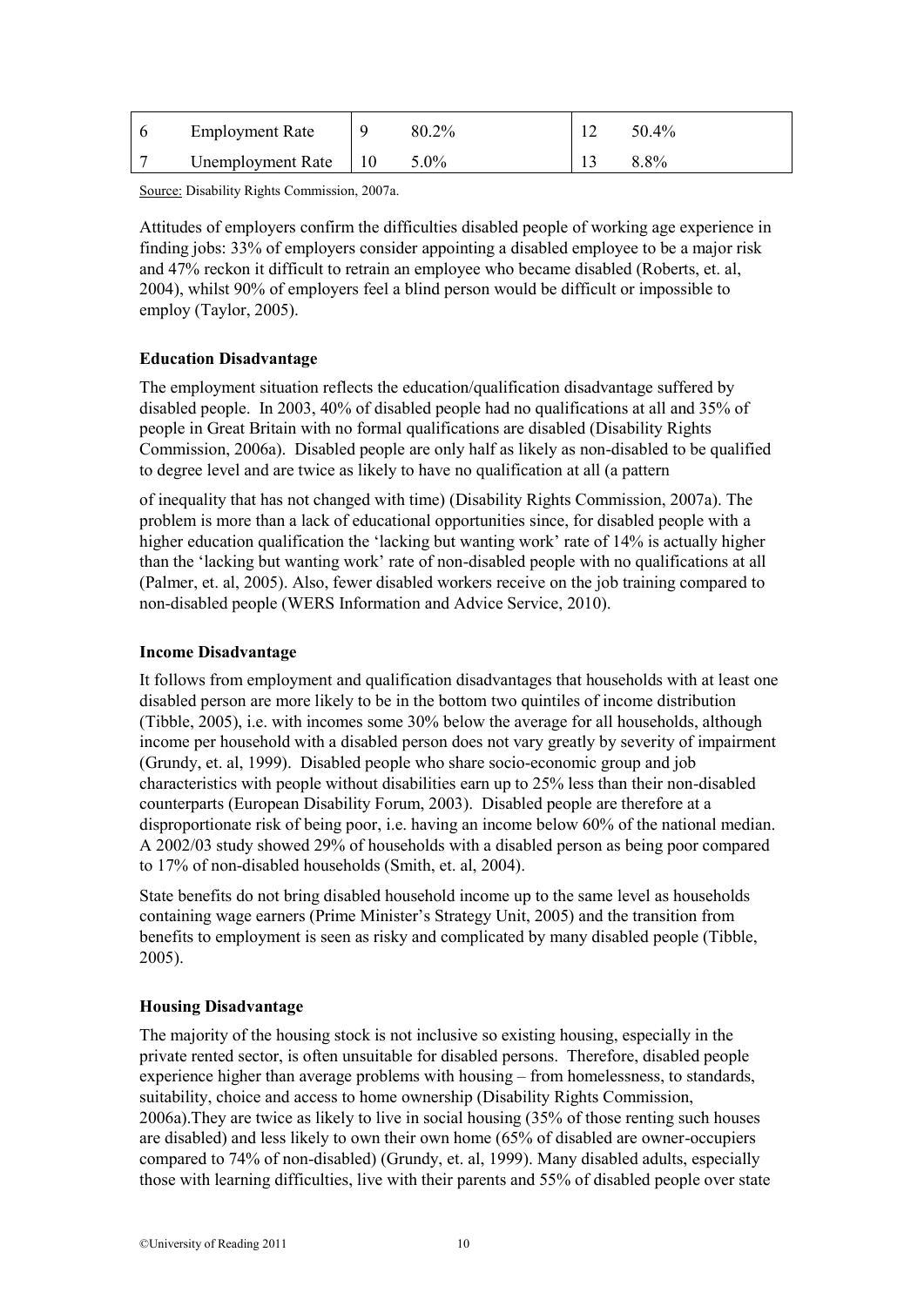| 6 | Employment Rate | 9 | 80.2% | 12 | 50.4% |
|---|---|---|---|---|---|
| 7 | Unemployment Rate | 10 | 5.0% | 13 | 8.8% |

Source: Disability Rights Commission, 2007a.

Attitudes of employers confirm the difficulties disabled people of working age experience in finding jobs: 33% of employers consider appointing a disabled employee to be a major risk and 47% reckon it difficult to retrain an employee who became disabled (Roberts, et. al, 2004), whilst 90% of employers feel a blind person would be difficult or impossible to employ (Taylor, 2005).

**Education Disadvantage**

The employment situation reflects the education/qualification disadvantage suffered by disabled people. In 2003, 40% of disabled people had no qualifications at all and 35% of people in Great Britain with no formal qualifications are disabled (Disability Rights Commission, 2006a). Disabled people are only half as likely as non-disabled to be qualified to degree level and are twice as likely to have no qualification at all (a pattern of inequality that has not changed with time) (Disability Rights Commission, 2007a). The problem is more than a lack of educational opportunities since, for disabled people with a higher education qualification the 'lacking but wanting work' rate of 14% is actually higher than the 'lacking but wanting work' rate of non-disabled people with no qualifications at all (Palmer, et. al, 2005). Also, fewer disabled workers receive on the job training compared to non-disabled people (WERS Information and Advice Service, 2010).

**Income Disadvantage**

It follows from employment and qualification disadvantages that households with at least one disabled person are more likely to be in the bottom two quintiles of income distribution (Tibble, 2005), i.e. with incomes some 30% below the average for all households, although income per household with a disabled person does not vary greatly by severity of impairment (Grundy, et. al, 1999). Disabled people who share socio-economic group and job characteristics with people without disabilities earn up to 25% less than their non-disabled counterparts (European Disability Forum, 2003). Disabled people are therefore at a disproportionate risk of being poor, i.e. having an income below 60% of the national median. A 2002/03 study showed 29% of households with a disabled person as being poor compared to 17% of non-disabled households (Smith, et. al, 2004).

State benefits do not bring disabled household income up to the same level as households containing wage earners (Prime Minister's Strategy Unit, 2005) and the transition from benefits to employment is seen as risky and complicated by many disabled people (Tibble, 2005).

**Housing Disadvantage**

The majority of the housing stock is not inclusive so existing housing, especially in the private rented sector, is often unsuitable for disabled persons. Therefore, disabled people experience higher than average problems with housing – from homelessness, to standards, suitability, choice and access to home ownership (Disability Rights Commission, 2006a).They are twice as likely to live in social housing (35% of those renting such houses are disabled) and less likely to own their own home (65% of disabled are owner-occupiers compared to 74% of non-disabled) (Grundy, et. al, 1999). Many disabled adults, especially those with learning difficulties, live with their parents and 55% of disabled people over state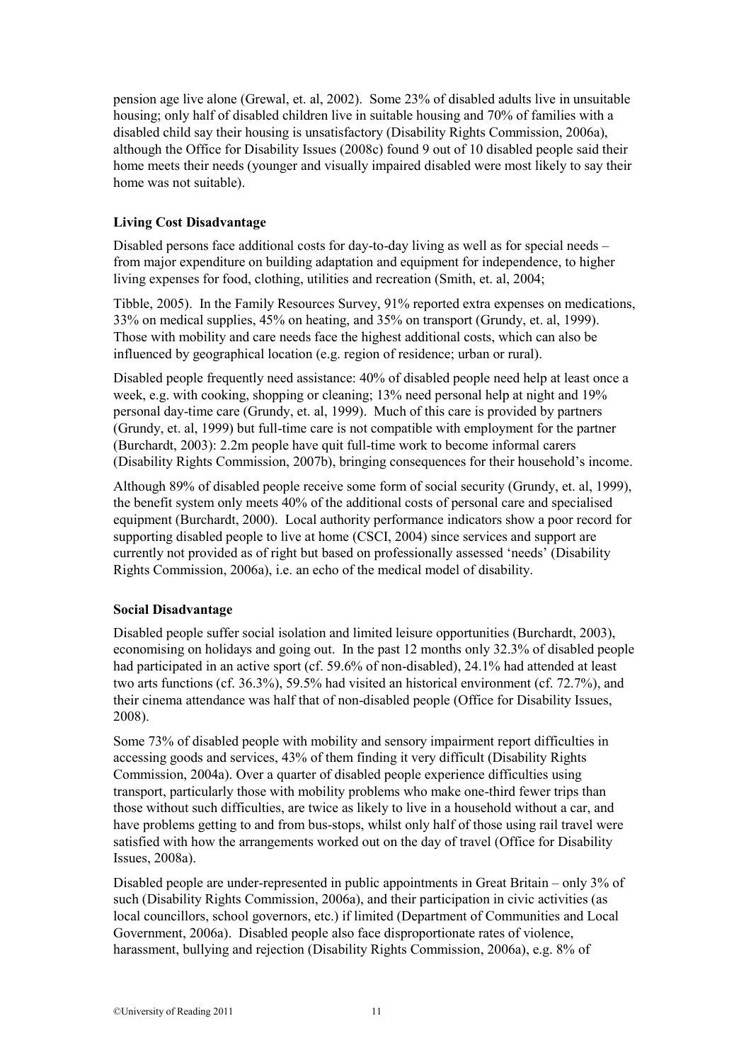pension age live alone (Grewal, et. al, 2002). Some 23% of disabled adults live in unsuitable housing; only half of disabled children live in suitable housing and 70% of families with a disabled child say their housing is unsatisfactory (Disability Rights Commission, 2006a), although the Office for Disability Issues (2008c) found 9 out of 10 disabled people said their home meets their needs (younger and visually impaired disabled were most likely to say their home was not suitable).

**Living Cost Disadvantage**

Disabled persons face additional costs for day-to-day living as well as for special needs – from major expenditure on building adaptation and equipment for independence, to higher living expenses for food, clothing, utilities and recreation (Smith, et. al, 2004;

Tibble, 2005). In the Family Resources Survey, 91% reported extra expenses on medications, 33% on medical supplies, 45% on heating, and 35% on transport (Grundy, et. al, 1999). Those with mobility and care needs face the highest additional costs, which can also be influenced by geographical location (e.g. region of residence; urban or rural).

Disabled people frequently need assistance: 40% of disabled people need help at least once a week, e.g. with cooking, shopping or cleaning; 13% need personal help at night and 19% personal day-time care (Grundy, et. al, 1999). Much of this care is provided by partners (Grundy, et. al, 1999) but full-time care is not compatible with employment for the partner (Burchardt, 2003): 2.2m people have quit full-time work to become informal carers (Disability Rights Commission, 2007b), bringing consequences for their household's income.

Although 89% of disabled people receive some form of social security (Grundy, et. al, 1999), the benefit system only meets 40% of the additional costs of personal care and specialised equipment (Burchardt, 2000). Local authority performance indicators show a poor record for supporting disabled people to live at home (CSCI, 2004) since services and support are currently not provided as of right but based on professionally assessed 'needs' (Disability Rights Commission, 2006a), i.e. an echo of the medical model of disability.

**Social Disadvantage**

Disabled people suffer social isolation and limited leisure opportunities (Burchardt, 2003), economising on holidays and going out. In the past 12 months only 32.3% of disabled people had participated in an active sport (cf. 59.6% of non-disabled), 24.1% had attended at least two arts functions (cf. 36.3%), 59.5% had visited an historical environment (cf. 72.7%), and their cinema attendance was half that of non-disabled people (Office for Disability Issues, 2008).

Some 73% of disabled people with mobility and sensory impairment report difficulties in accessing goods and services, 43% of them finding it very difficult (Disability Rights Commission, 2004a). Over a quarter of disabled people experience difficulties using transport, particularly those with mobility problems who make one-third fewer trips than those without such difficulties, are twice as likely to live in a household without a car, and have problems getting to and from bus-stops, whilst only half of those using rail travel were satisfied with how the arrangements worked out on the day of travel (Office for Disability Issues, 2008a).

Disabled people are under-represented in public appointments in Great Britain – only 3% of such (Disability Rights Commission, 2006a), and their participation in civic activities (as local councillors, school governors, etc.) if limited (Department of Communities and Local Government, 2006a). Disabled people also face disproportionate rates of violence, harassment, bullying and rejection (Disability Rights Commission, 2006a), e.g. 8% of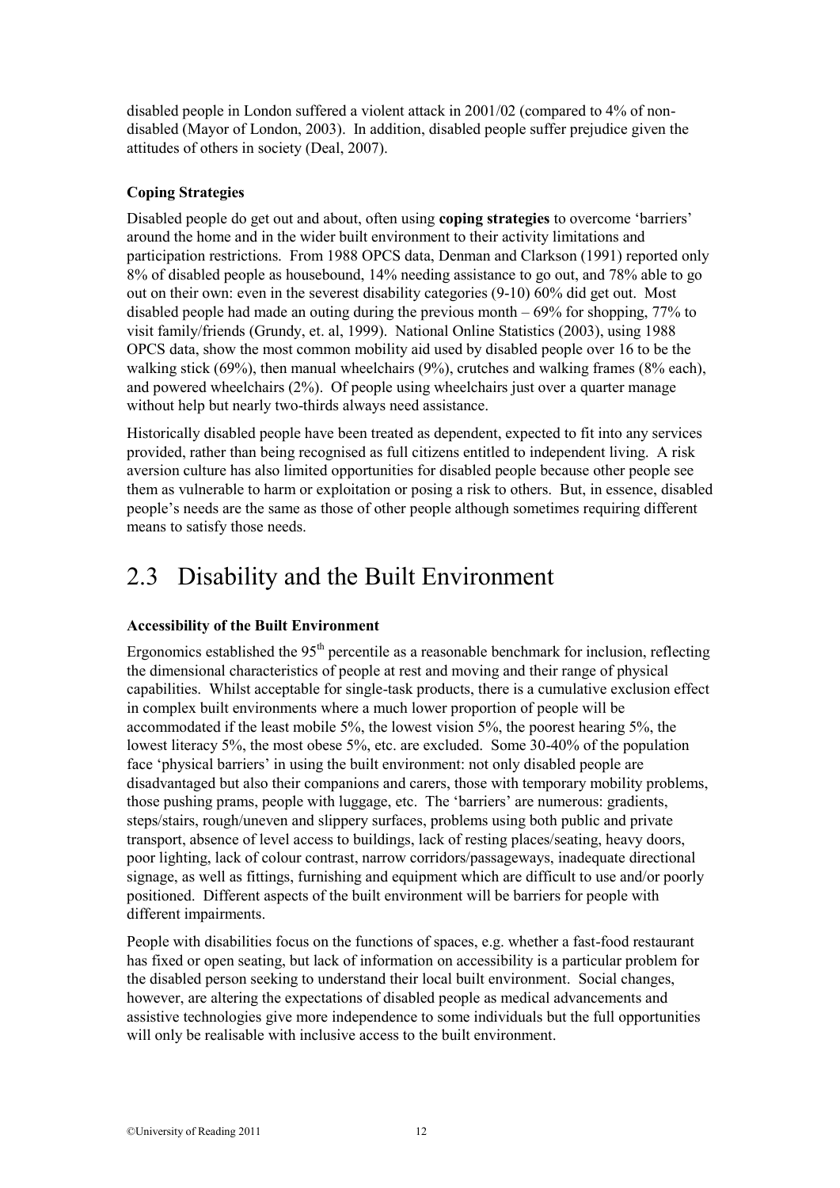disabled people in London suffered a violent attack in 2001/02 (compared to 4% of non-disabled (Mayor of London, 2003). In addition, disabled people suffer prejudice given the attitudes of others in society (Deal, 2007).

**Coping Strategies**

Disabled people do get out and about, often using **coping strategies** to overcome 'barriers' around the home and in the wider built environment to their activity limitations and participation restrictions. From 1988 OPCS data, Denman and Clarkson (1991) reported only 8% of disabled people as housebound, 14% needing assistance to go out, and 78% able to go out on their own: even in the severest disability categories (9-10) 60% did get out. Most disabled people had made an outing during the previous month – 69% for shopping, 77% to visit family/friends (Grundy, et. al, 1999). National Online Statistics (2003), using 1988 OPCS data, show the most common mobility aid used by disabled people over 16 to be the walking stick (69%), then manual wheelchairs (9%), crutches and walking frames (8% each), and powered wheelchairs (2%). Of people using wheelchairs just over a quarter manage without help but nearly two-thirds always need assistance.

Historically disabled people have been treated as dependent, expected to fit into any services provided, rather than being recognised as full citizens entitled to independent living. A risk aversion culture has also limited opportunities for disabled people because other people see them as vulnerable to harm or exploitation or posing a risk to others. But, in essence, disabled people's needs are the same as those of other people although sometimes requiring different means to satisfy those needs.

## 2.3 Disability and the Built Environment

**Accessibility of the Built Environment**

Ergonomics established the 95th percentile as a reasonable benchmark for inclusion, reflecting the dimensional characteristics of people at rest and moving and their range of physical capabilities. Whilst acceptable for single-task products, there is a cumulative exclusion effect in complex built environments where a much lower proportion of people will be accommodated if the least mobile 5%, the lowest vision 5%, the poorest hearing 5%, the lowest literacy 5%, the most obese 5%, etc. are excluded. Some 30-40% of the population face 'physical barriers' in using the built environment: not only disabled people are disadvantaged but also their companions and carers, those with temporary mobility problems, those pushing prams, people with luggage, etc. The 'barriers' are numerous: gradients, steps/stairs, rough/uneven and slippery surfaces, problems using both public and private transport, absence of level access to buildings, lack of resting places/seating, heavy doors, poor lighting, lack of colour contrast, narrow corridors/passageways, inadequate directional signage, as well as fittings, furnishing and equipment which are difficult to use and/or poorly positioned. Different aspects of the built environment will be barriers for people with different impairments.

People with disabilities focus on the functions of spaces, e.g. whether a fast-food restaurant has fixed or open seating, but lack of information on accessibility is a particular problem for the disabled person seeking to understand their local built environment. Social changes, however, are altering the expectations of disabled people as medical advancements and assistive technologies give more independence to some individuals but the full opportunities will only be realisable with inclusive access to the built environment.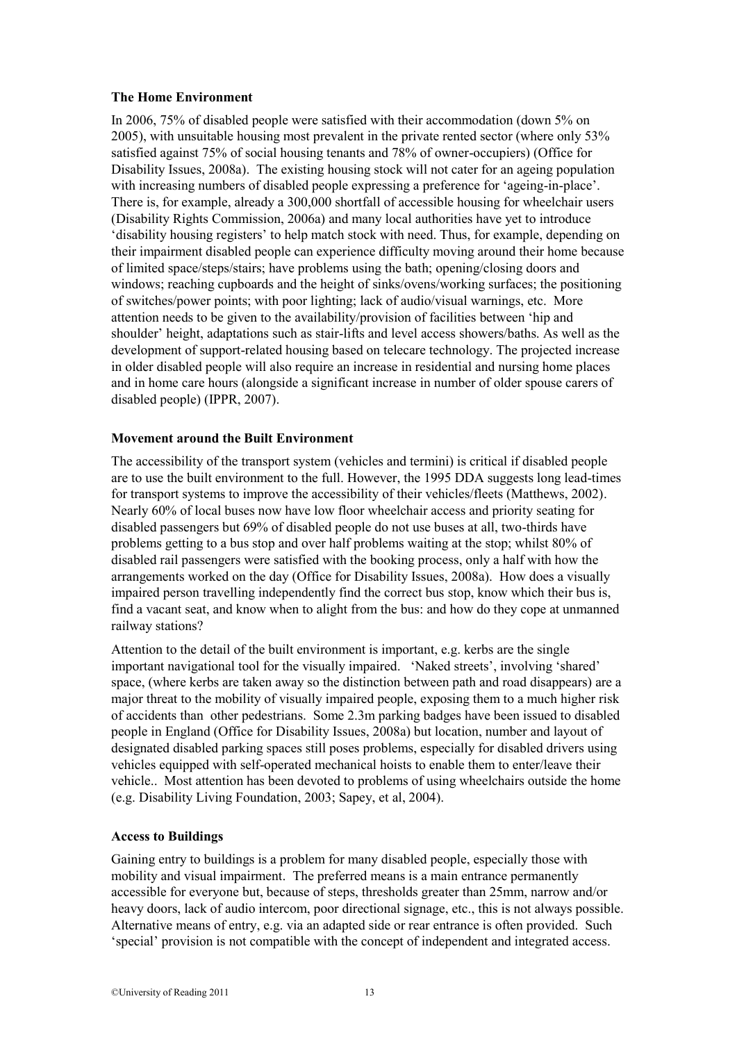**The Home Environment**

In 2006, 75% of disabled people were satisfied with their accommodation (down 5% on 2005), with unsuitable housing most prevalent in the private rented sector (where only 53% satisfied against 75% of social housing tenants and 78% of owner-occupiers) (Office for Disability Issues, 2008a). The existing housing stock will not cater for an ageing population with increasing numbers of disabled people expressing a preference for 'ageing-in-place'. There is, for example, already a 300,000 shortfall of accessible housing for wheelchair users (Disability Rights Commission, 2006a) and many local authorities have yet to introduce 'disability housing registers' to help match stock with need. Thus, for example, depending on their impairment disabled people can experience difficulty moving around their home because of limited space/steps/stairs; have problems using the bath; opening/closing doors and windows; reaching cupboards and the height of sinks/ovens/working surfaces; the positioning of switches/power points; with poor lighting; lack of audio/visual warnings, etc. More attention needs to be given to the availability/provision of facilities between 'hip and shoulder' height, adaptations such as stair-lifts and level access showers/baths. As well as the development of support-related housing based on telecare technology. The projected increase in older disabled people will also require an increase in residential and nursing home places and in home care hours (alongside a significant increase in number of older spouse carers of disabled people) (IPPR, 2007).

**Movement around the Built Environment**

The accessibility of the transport system (vehicles and termini) is critical if disabled people are to use the built environment to the full. However, the 1995 DDA suggests long lead-times for transport systems to improve the accessibility of their vehicles/fleets (Matthews, 2002). Nearly 60% of local buses now have low floor wheelchair access and priority seating for disabled passengers but 69% of disabled people do not use buses at all, two-thirds have problems getting to a bus stop and over half problems waiting at the stop; whilst 80% of disabled rail passengers were satisfied with the booking process, only a half with how the arrangements worked on the day (Office for Disability Issues, 2008a). How does a visually impaired person travelling independently find the correct bus stop, know which their bus is, find a vacant seat, and know when to alight from the bus: and how do they cope at unmanned railway stations?

Attention to the detail of the built environment is important, e.g. kerbs are the single important navigational tool for the visually impaired. 'Naked streets', involving 'shared' space, (where kerbs are taken away so the distinction between path and road disappears) are a major threat to the mobility of visually impaired people, exposing them to a much higher risk of accidents than other pedestrians. Some 2.3m parking badges have been issued to disabled people in England (Office for Disability Issues, 2008a) but location, number and layout of designated disabled parking spaces still poses problems, especially for disabled drivers using vehicles equipped with self-operated mechanical hoists to enable them to enter/leave their vehicle.. Most attention has been devoted to problems of using wheelchairs outside the home (e.g. Disability Living Foundation, 2003; Sapey, et al, 2004).

**Access to Buildings**

Gaining entry to buildings is a problem for many disabled people, especially those with mobility and visual impairment. The preferred means is a main entrance permanently accessible for everyone but, because of steps, thresholds greater than 25mm, narrow and/or heavy doors, lack of audio intercom, poor directional signage, etc., this is not always possible. Alternative means of entry, e.g. via an adapted side or rear entrance is often provided. Such 'special' provision is not compatible with the concept of independent and integrated access.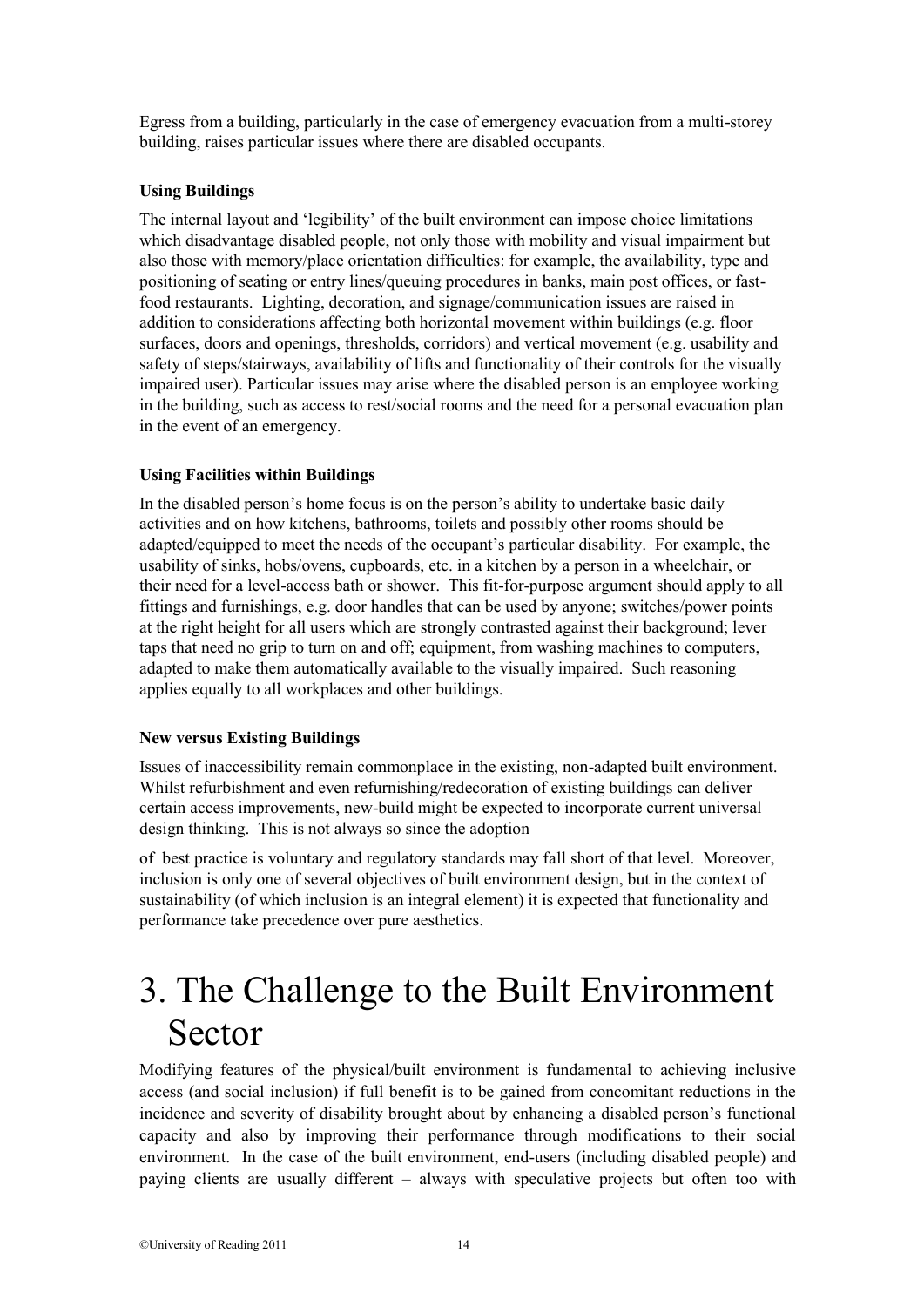Egress from a building, particularly in the case of emergency evacuation from a multi-storey building, raises particular issues where there are disabled occupants.

**Using Buildings**

The internal layout and 'legibility' of the built environment can impose choice limitations which disadvantage disabled people, not only those with mobility and visual impairment but also those with memory/place orientation difficulties: for example, the availability, type and positioning of seating or entry lines/queuing procedures in banks, main post offices, or fast-food restaurants. Lighting, decoration, and signage/communication issues are raised in addition to considerations affecting both horizontal movement within buildings (e.g. floor surfaces, doors and openings, thresholds, corridors) and vertical movement (e.g. usability and safety of steps/stairways, availability of lifts and functionality of their controls for the visually impaired user). Particular issues may arise where the disabled person is an employee working in the building, such as access to rest/social rooms and the need for a personal evacuation plan in the event of an emergency.

**Using Facilities within Buildings**

In the disabled person's home focus is on the person's ability to undertake basic daily activities and on how kitchens, bathrooms, toilets and possibly other rooms should be adapted/equipped to meet the needs of the occupant's particular disability. For example, the usability of sinks, hobs/ovens, cupboards, etc. in a kitchen by a person in a wheelchair, or their need for a level-access bath or shower. This fit-for-purpose argument should apply to all fittings and furnishings, e.g. door handles that can be used by anyone; switches/power points at the right height for all users which are strongly contrasted against their background; lever taps that need no grip to turn on and off; equipment, from washing machines to computers, adapted to make them automatically available to the visually impaired. Such reasoning applies equally to all workplaces and other buildings.

**New versus Existing Buildings**

Issues of inaccessibility remain commonplace in the existing, non-adapted built environment. Whilst refurbishment and even refurnishing/redecoration of existing buildings can deliver certain access improvements, new-build might be expected to incorporate current universal design thinking. This is not always so since the adoption of best practice is voluntary and regulatory standards may fall short of that level. Moreover, inclusion is only one of several objectives of built environment design, but in the context of sustainability (of which inclusion is an integral element) it is expected that functionality and performance take precedence over pure aesthetics.

# 3. The Challenge to the Built Environment Sector

Modifying features of the physical/built environment is fundamental to achieving inclusive access (and social inclusion) if full benefit is to be gained from concomitant reductions in the incidence and severity of disability brought about by enhancing a disabled person's functional capacity and also by improving their performance through modifications to their social environment. In the case of the built environment, end-users (including disabled people) and paying clients are usually different – always with speculative projects but often too with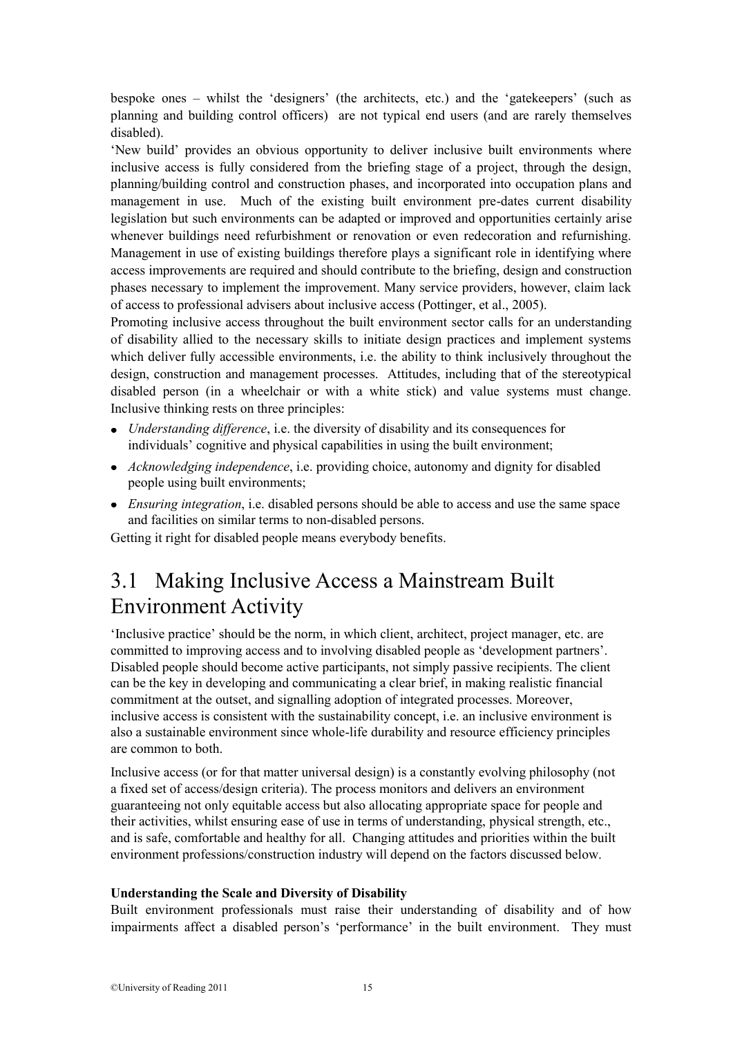bespoke ones – whilst the 'designers' (the architects, etc.) and the 'gatekeepers' (such as planning and building control officers) are not typical end users (and are rarely themselves disabled).

'New build' provides an obvious opportunity to deliver inclusive built environments where inclusive access is fully considered from the briefing stage of a project, through the design, planning/building control and construction phases, and incorporated into occupation plans and management in use. Much of the existing built environment pre-dates current disability legislation but such environments can be adapted or improved and opportunities certainly arise whenever buildings need refurbishment or renovation or even redecoration and refurnishing. Management in use of existing buildings therefore plays a significant role in identifying where access improvements are required and should contribute to the briefing, design and construction phases necessary to implement the improvement. Many service providers, however, claim lack of access to professional advisers about inclusive access (Pottinger, et al., 2005).

Promoting inclusive access throughout the built environment sector calls for an understanding of disability allied to the necessary skills to initiate design practices and implement systems which deliver fully accessible environments, i.e. the ability to think inclusively throughout the design, construction and management processes. Attitudes, including that of the stereotypical disabled person (in a wheelchair or with a white stick) and value systems must change. Inclusive thinking rests on three principles:

- *Understanding difference*, i.e. the diversity of disability and its consequences for individuals' cognitive and physical capabilities in using the built environment;
- *Acknowledging independence*, i.e. providing choice, autonomy and dignity for disabled people using built environments;
- *Ensuring integration*, i.e. disabled persons should be able to access and use the same space and facilities on similar terms to non-disabled persons.

Getting it right for disabled people means everybody benefits.

## 3.1 Making Inclusive Access a Mainstream Built Environment Activity

'Inclusive practice' should be the norm, in which client, architect, project manager, etc. are committed to improving access and to involving disabled people as 'development partners'. Disabled people should become active participants, not simply passive recipients. The client can be the key in developing and communicating a clear brief, in making realistic financial commitment at the outset, and signalling adoption of integrated processes. Moreover, inclusive access is consistent with the sustainability concept, i.e. an inclusive environment is also a sustainable environment since whole-life durability and resource efficiency principles are common to both.

Inclusive access (or for that matter universal design) is a constantly evolving philosophy (not a fixed set of access/design criteria). The process monitors and delivers an environment guaranteeing not only equitable access but also allocating appropriate space for people and their activities, whilst ensuring ease of use in terms of understanding, physical strength, etc., and is safe, comfortable and healthy for all. Changing attitudes and priorities within the built environment professions/construction industry will depend on the factors discussed below.

**Understanding the Scale and Diversity of Disability**

Built environment professionals must raise their understanding of disability and of how impairments affect a disabled person's 'performance' in the built environment. They must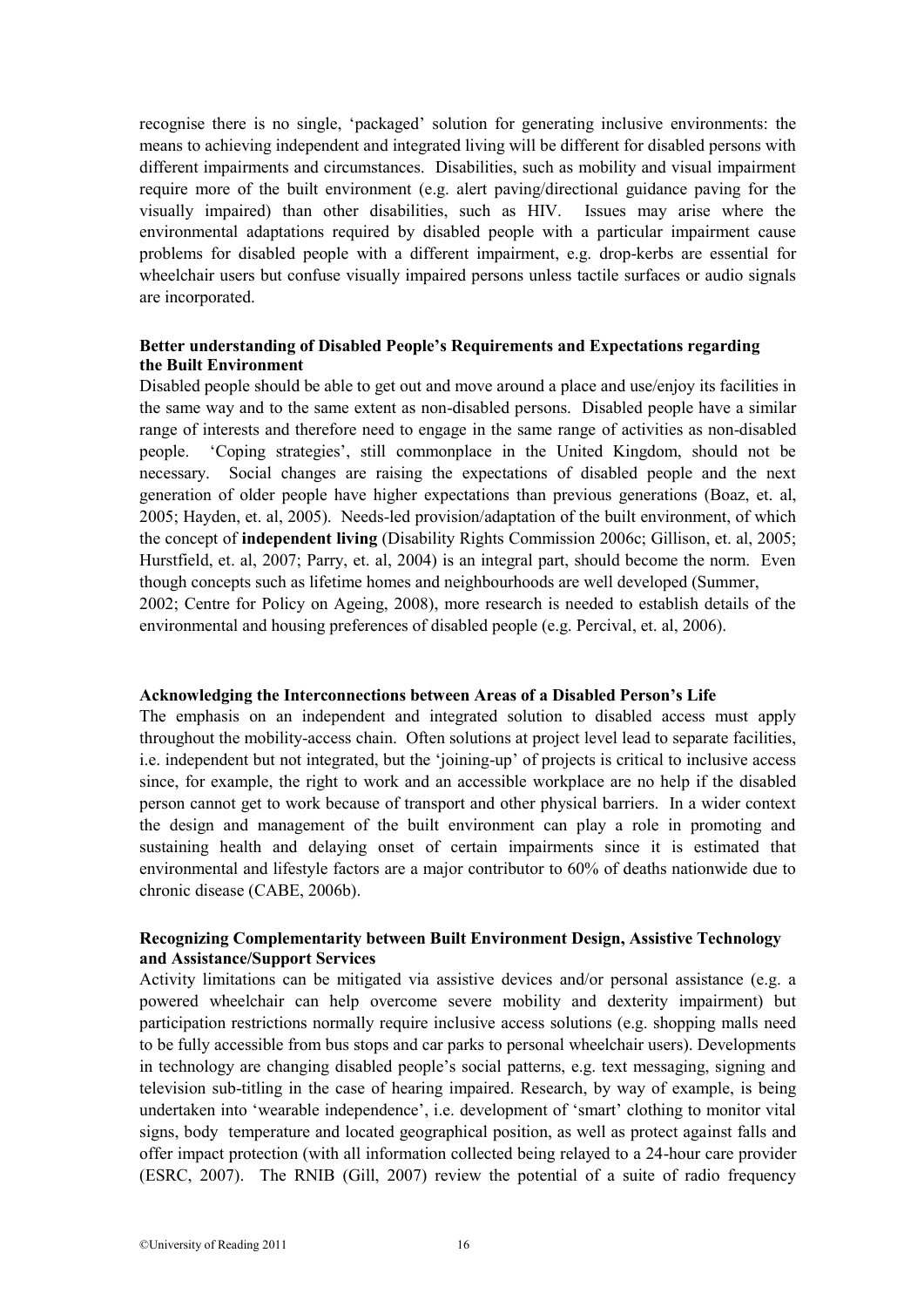recognise there is no single, 'packaged' solution for generating inclusive environments: the means to achieving independent and integrated living will be different for disabled persons with different impairments and circumstances. Disabilities, such as mobility and visual impairment require more of the built environment (e.g. alert paving/directional guidance paving for the visually impaired) than other disabilities, such as HIV. Issues may arise where the environmental adaptations required by disabled people with a particular impairment cause problems for disabled people with a different impairment, e.g. drop-kerbs are essential for wheelchair users but confuse visually impaired persons unless tactile surfaces or audio signals are incorporated.

**Better understanding of Disabled People's Requirements and Expectations regarding the Built Environment**

Disabled people should be able to get out and move around a place and use/enjoy its facilities in the same way and to the same extent as non-disabled persons. Disabled people have a similar range of interests and therefore need to engage in the same range of activities as non-disabled people. 'Coping strategies', still commonplace in the United Kingdom, should not be necessary. Social changes are raising the expectations of disabled people and the next generation of older people have higher expectations than previous generations (Boaz, et. al, 2005; Hayden, et. al, 2005). Needs-led provision/adaptation of the built environment, of which the concept of **independent living** (Disability Rights Commission 2006c; Gillison, et. al, 2005; Hurstfield, et. al, 2007; Parry, et. al, 2004) is an integral part, should become the norm. Even though concepts such as lifetime homes and neighbourhoods are well developed (Summer, 2002; Centre for Policy on Ageing, 2008), more research is needed to establish details of the environmental and housing preferences of disabled people (e.g. Percival, et. al, 2006).

**Acknowledging the Interconnections between Areas of a Disabled Person's Life**

The emphasis on an independent and integrated solution to disabled access must apply throughout the mobility-access chain. Often solutions at project level lead to separate facilities, i.e. independent but not integrated, but the 'joining-up' of projects is critical to inclusive access since, for example, the right to work and an accessible workplace are no help if the disabled person cannot get to work because of transport and other physical barriers. In a wider context the design and management of the built environment can play a role in promoting and sustaining health and delaying onset of certain impairments since it is estimated that environmental and lifestyle factors are a major contributor to 60% of deaths nationwide due to chronic disease (CABE, 2006b).

**Recognizing Complementarity between Built Environment Design, Assistive Technology and Assistance/Support Services**

Activity limitations can be mitigated via assistive devices and/or personal assistance (e.g. a powered wheelchair can help overcome severe mobility and dexterity impairment) but participation restrictions normally require inclusive access solutions (e.g. shopping malls need to be fully accessible from bus stops and car parks to personal wheelchair users). Developments in technology are changing disabled people's social patterns, e.g. text messaging, signing and television sub-titling in the case of hearing impaired. Research, by way of example, is being undertaken into 'wearable independence', i.e. development of 'smart' clothing to monitor vital signs, body temperature and located geographical position, as well as protect against falls and offer impact protection (with all information collected being relayed to a 24-hour care provider (ESRC, 2007). The RNIB (Gill, 2007) review the potential of a suite of radio frequency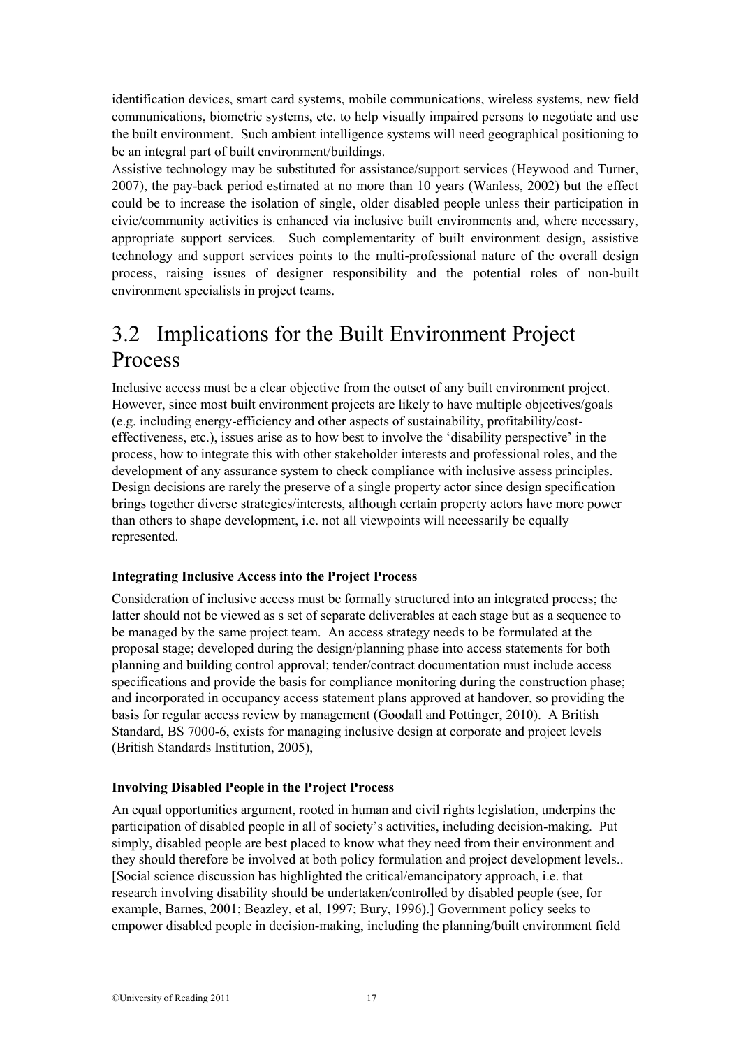identification devices, smart card systems, mobile communications, wireless systems, new field communications, biometric systems, etc. to help visually impaired persons to negotiate and use the built environment. Such ambient intelligence systems will need geographical positioning to be an integral part of built environment/buildings.

Assistive technology may be substituted for assistance/support services (Heywood and Turner, 2007), the pay-back period estimated at no more than 10 years (Wanless, 2002) but the effect could be to increase the isolation of single, older disabled people unless their participation in civic/community activities is enhanced via inclusive built environments and, where necessary, appropriate support services. Such complementarity of built environment design, assistive technology and support services points to the multi-professional nature of the overall design process, raising issues of designer responsibility and the potential roles of non-built environment specialists in project teams.

## 3.2 Implications for the Built Environment Project Process

Inclusive access must be a clear objective from the outset of any built environment project. However, since most built environment projects are likely to have multiple objectives/goals (e.g. including energy-efficiency and other aspects of sustainability, profitability/cost-effectiveness, etc.), issues arise as to how best to involve the 'disability perspective' in the process, how to integrate this with other stakeholder interests and professional roles, and the development of any assurance system to check compliance with inclusive assess principles. Design decisions are rarely the preserve of a single property actor since design specification brings together diverse strategies/interests, although certain property actors have more power than others to shape development, i.e. not all viewpoints will necessarily be equally represented.

**Integrating Inclusive Access into the Project Process**

Consideration of inclusive access must be formally structured into an integrated process; the latter should not be viewed as s set of separate deliverables at each stage but as a sequence to be managed by the same project team. An access strategy needs to be formulated at the proposal stage; developed during the design/planning phase into access statements for both planning and building control approval; tender/contract documentation must include access specifications and provide the basis for compliance monitoring during the construction phase; and incorporated in occupancy access statement plans approved at handover, so providing the basis for regular access review by management (Goodall and Pottinger, 2010). A British Standard, BS 7000-6, exists for managing inclusive design at corporate and project levels (British Standards Institution, 2005),

**Involving Disabled People in the Project Process**

An equal opportunities argument, rooted in human and civil rights legislation, underpins the participation of disabled people in all of society's activities, including decision-making. Put simply, disabled people are best placed to know what they need from their environment and they should therefore be involved at both policy formulation and project development levels.. [Social science discussion has highlighted the critical/emancipatory approach, i.e. that research involving disability should be undertaken/controlled by disabled people (see, for example, Barnes, 2001; Beazley, et al, 1997; Bury, 1996).] Government policy seeks to empower disabled people in decision-making, including the planning/built environment field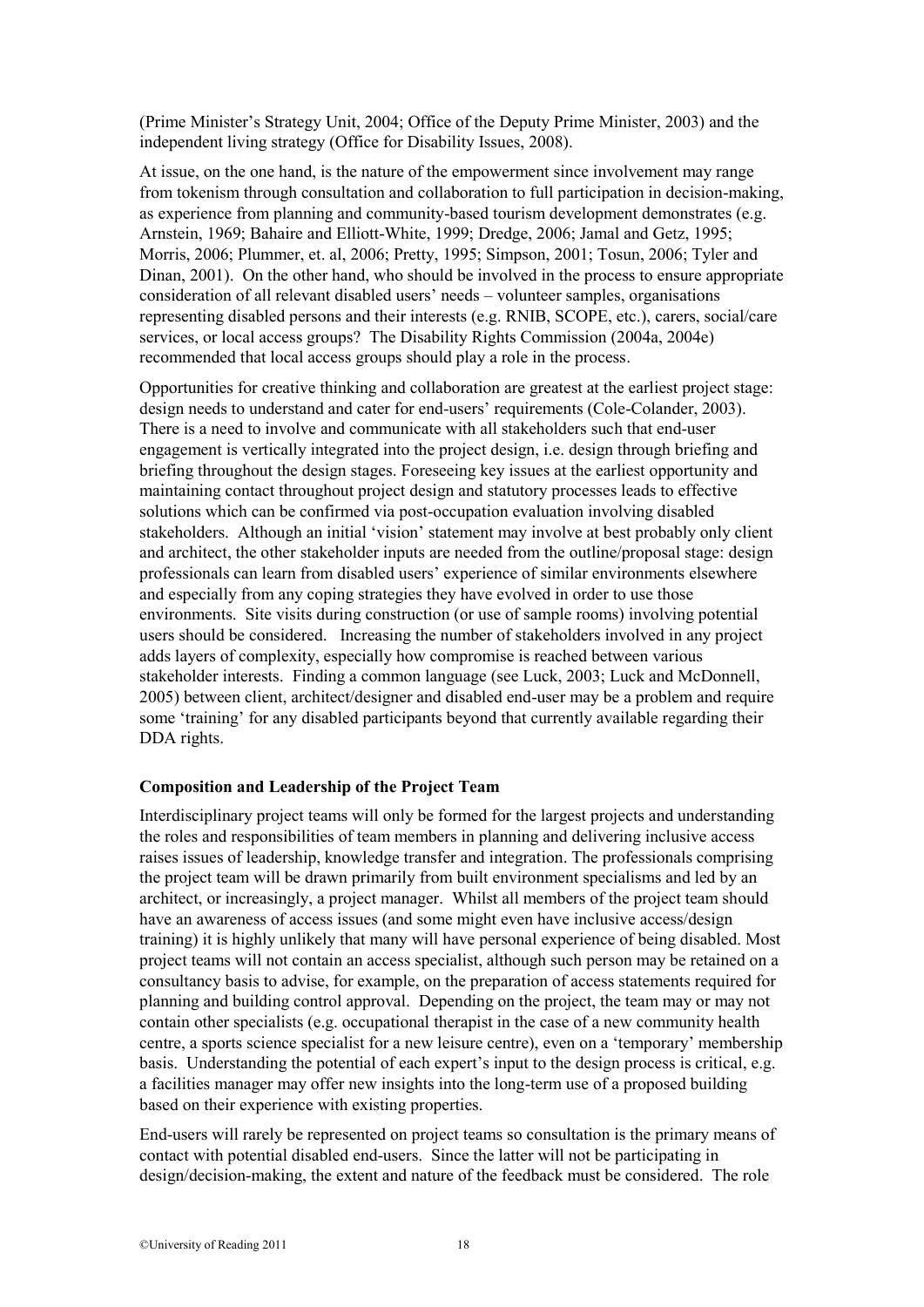(Prime Minister's Strategy Unit, 2004; Office of the Deputy Prime Minister, 2003) and the independent living strategy (Office for Disability Issues, 2008).

At issue, on the one hand, is the nature of the empowerment since involvement may range from tokenism through consultation and collaboration to full participation in decision-making, as experience from planning and community-based tourism development demonstrates (e.g. Arnstein, 1969; Bahaire and Elliott-White, 1999; Dredge, 2006; Jamal and Getz, 1995; Morris, 2006; Plummer, et. al, 2006; Pretty, 1995; Simpson, 2001; Tosun, 2006; Tyler and Dinan, 2001). On the other hand, who should be involved in the process to ensure appropriate consideration of all relevant disabled users' needs – volunteer samples, organisations representing disabled persons and their interests (e.g. RNIB, SCOPE, etc.), carers, social/care services, or local access groups? The Disability Rights Commission (2004a, 2004e) recommended that local access groups should play a role in the process.

Opportunities for creative thinking and collaboration are greatest at the earliest project stage: design needs to understand and cater for end-users' requirements (Cole-Colander, 2003). There is a need to involve and communicate with all stakeholders such that end-user engagement is vertically integrated into the project design, i.e. design through briefing and briefing throughout the design stages. Foreseeing key issues at the earliest opportunity and maintaining contact throughout project design and statutory processes leads to effective solutions which can be confirmed via post-occupation evaluation involving disabled stakeholders. Although an initial 'vision' statement may involve at best probably only client and architect, the other stakeholder inputs are needed from the outline/proposal stage: design professionals can learn from disabled users' experience of similar environments elsewhere and especially from any coping strategies they have evolved in order to use those environments. Site visits during construction (or use of sample rooms) involving potential users should be considered. Increasing the number of stakeholders involved in any project adds layers of complexity, especially how compromise is reached between various stakeholder interests. Finding a common language (see Luck, 2003; Luck and McDonnell, 2005) between client, architect/designer and disabled end-user may be a problem and require some 'training' for any disabled participants beyond that currently available regarding their DDA rights.

**Composition and Leadership of the Project Team**

Interdisciplinary project teams will only be formed for the largest projects and understanding the roles and responsibilities of team members in planning and delivering inclusive access raises issues of leadership, knowledge transfer and integration. The professionals comprising the project team will be drawn primarily from built environment specialisms and led by an architect, or increasingly, a project manager. Whilst all members of the project team should have an awareness of access issues (and some might even have inclusive access/design training) it is highly unlikely that many will have personal experience of being disabled. Most project teams will not contain an access specialist, although such person may be retained on a consultancy basis to advise, for example, on the preparation of access statements required for planning and building control approval. Depending on the project, the team may or may not contain other specialists (e.g. occupational therapist in the case of a new community health centre, a sports science specialist for a new leisure centre), even on a 'temporary' membership basis. Understanding the potential of each expert's input to the design process is critical, e.g. a facilities manager may offer new insights into the long-term use of a proposed building based on their experience with existing properties.

End-users will rarely be represented on project teams so consultation is the primary means of contact with potential disabled end-users. Since the latter will not be participating in design/decision-making, the extent and nature of the feedback must be considered. The role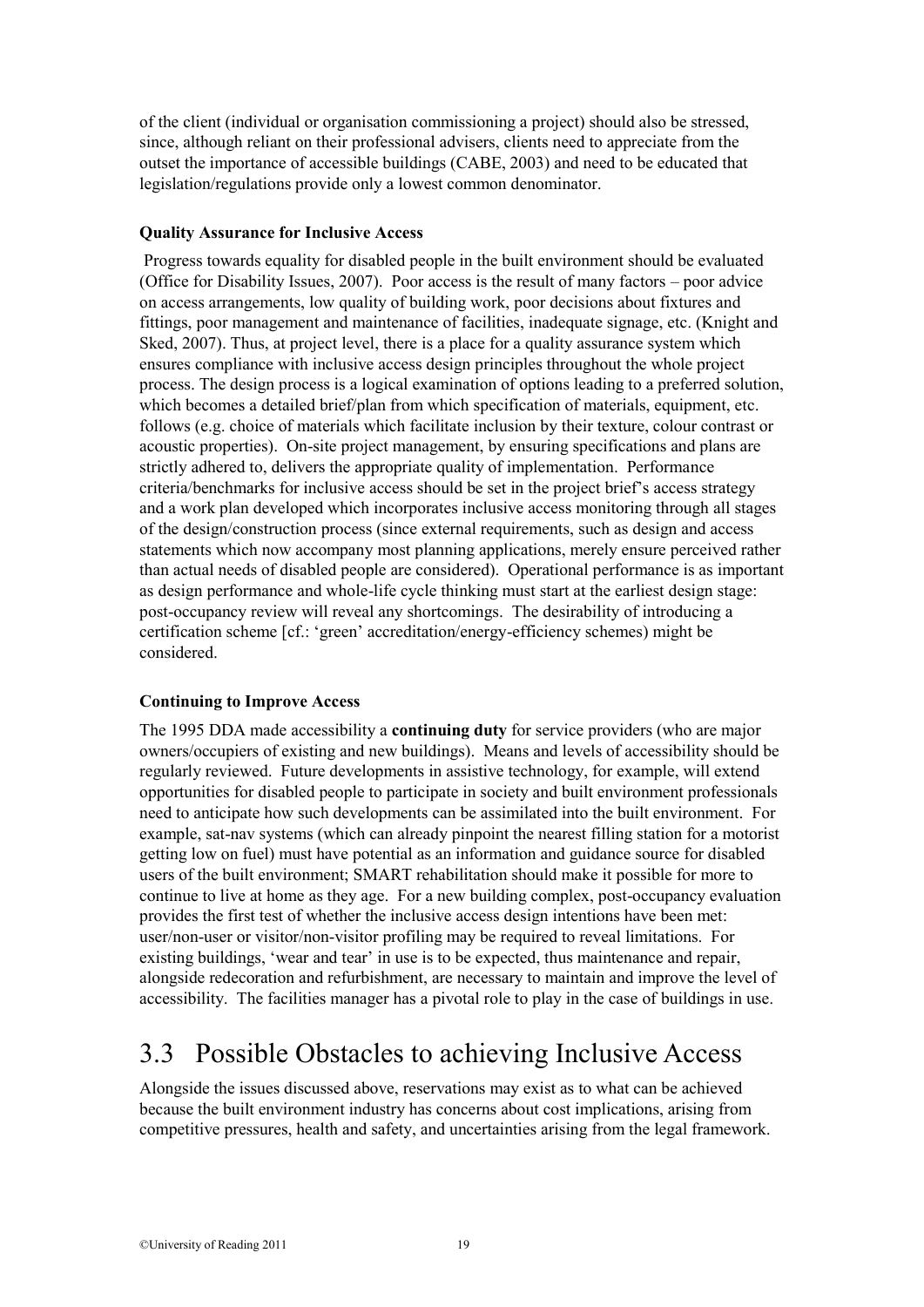of the client (individual or organisation commissioning a project) should also be stressed, since, although reliant on their professional advisers, clients need to appreciate from the outset the importance of accessible buildings (CABE, 2003) and need to be educated that legislation/regulations provide only a lowest common denominator.

**Quality Assurance for Inclusive Access**

Progress towards equality for disabled people in the built environment should be evaluated (Office for Disability Issues, 2007). Poor access is the result of many factors – poor advice on access arrangements, low quality of building work, poor decisions about fixtures and fittings, poor management and maintenance of facilities, inadequate signage, etc. (Knight and Sked, 2007). Thus, at project level, there is a place for a quality assurance system which ensures compliance with inclusive access design principles throughout the whole project process. The design process is a logical examination of options leading to a preferred solution, which becomes a detailed brief/plan from which specification of materials, equipment, etc. follows (e.g. choice of materials which facilitate inclusion by their texture, colour contrast or acoustic properties). On-site project management, by ensuring specifications and plans are strictly adhered to, delivers the appropriate quality of implementation. Performance criteria/benchmarks for inclusive access should be set in the project brief's access strategy and a work plan developed which incorporates inclusive access monitoring through all stages of the design/construction process (since external requirements, such as design and access statements which now accompany most planning applications, merely ensure perceived rather than actual needs of disabled people are considered). Operational performance is as important as design performance and whole-life cycle thinking must start at the earliest design stage: post-occupancy review will reveal any shortcomings. The desirability of introducing a certification scheme [cf.: 'green' accreditation/energy-efficiency schemes) might be considered.

**Continuing to Improve Access**

The 1995 DDA made accessibility a **continuing duty** for service providers (who are major owners/occupiers of existing and new buildings). Means and levels of accessibility should be regularly reviewed. Future developments in assistive technology, for example, will extend opportunities for disabled people to participate in society and built environment professionals need to anticipate how such developments can be assimilated into the built environment. For example, sat-nav systems (which can already pinpoint the nearest filling station for a motorist getting low on fuel) must have potential as an information and guidance source for disabled users of the built environment; SMART rehabilitation should make it possible for more to continue to live at home as they age. For a new building complex, post-occupancy evaluation provides the first test of whether the inclusive access design intentions have been met: user/non-user or visitor/non-visitor profiling may be required to reveal limitations. For existing buildings, 'wear and tear' in use is to be expected, thus maintenance and repair, alongside redecoration and refurbishment, are necessary to maintain and improve the level of accessibility. The facilities manager has a pivotal role to play in the case of buildings in use.

## 3.3 Possible Obstacles to achieving Inclusive Access

Alongside the issues discussed above, reservations may exist as to what can be achieved because the built environment industry has concerns about cost implications, arising from competitive pressures, health and safety, and uncertainties arising from the legal framework.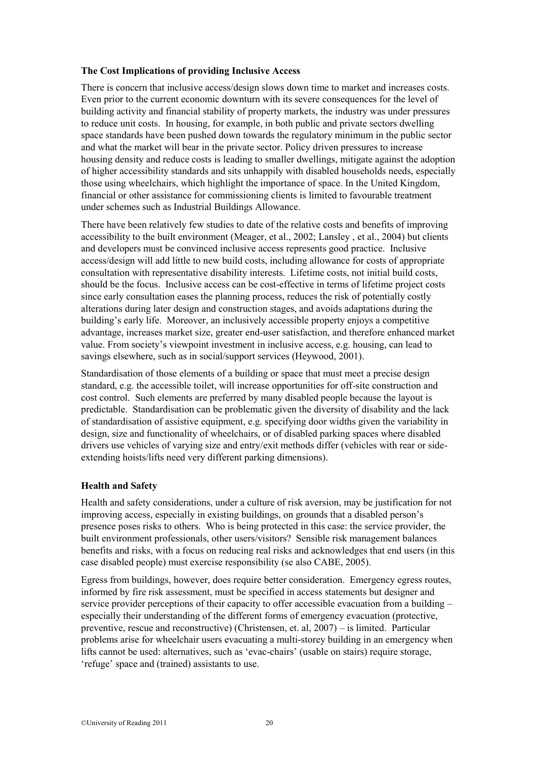### The Cost Implications of providing Inclusive Access

There is concern that inclusive access/design slows down time to market and increases costs. Even prior to the current economic downturn with its severe consequences for the level of building activity and financial stability of property markets, the industry was under pressures to reduce unit costs. In housing, for example, in both public and private sectors dwelling space standards have been pushed down towards the regulatory minimum in the public sector and what the market will bear in the private sector. Policy driven pressures to increase housing density and reduce costs is leading to smaller dwellings, mitigate against the adoption of higher accessibility standards and sits unhappily with disabled households needs, especially those using wheelchairs, which highlight the importance of space. In the United Kingdom, financial or other assistance for commissioning clients is limited to favourable treatment under schemes such as Industrial Buildings Allowance.

There have been relatively few studies to date of the relative costs and benefits of improving accessibility to the built environment (Meager, et al., 2002; Lansley , et al., 2004) but clients and developers must be convinced inclusive access represents good practice. Inclusive access/design will add little to new build costs, including allowance for costs of appropriate consultation with representative disability interests. Lifetime costs, not initial build costs, should be the focus. Inclusive access can be cost-effective in terms of lifetime project costs since early consultation eases the planning process, reduces the risk of potentially costly alterations during later design and construction stages, and avoids adaptations during the building's early life. Moreover, an inclusively accessible property enjoys a competitive advantage, increases market size, greater end-user satisfaction, and therefore enhanced market value. From society's viewpoint investment in inclusive access, e.g. housing, can lead to savings elsewhere, such as in social/support services (Heywood, 2001).

Standardisation of those elements of a building or space that must meet a precise design standard, e.g. the accessible toilet, will increase opportunities for off-site construction and cost control. Such elements are preferred by many disabled people because the layout is predictable. Standardisation can be problematic given the diversity of disability and the lack of standardisation of assistive equipment, e.g. specifying door widths given the variability in design, size and functionality of wheelchairs, or of disabled parking spaces where disabled drivers use vehicles of varying size and entry/exit methods differ (vehicles with rear or side-extending hoists/lifts need very different parking dimensions).

### Health and Safety

Health and safety considerations, under a culture of risk aversion, may be justification for not improving access, especially in existing buildings, on grounds that a disabled person's presence poses risks to others. Who is being protected in this case: the service provider, the built environment professionals, other users/visitors? Sensible risk management balances benefits and risks, with a focus on reducing real risks and acknowledges that end users (in this case disabled people) must exercise responsibility (se also CABE, 2005).

Egress from buildings, however, does require better consideration. Emergency egress routes, informed by fire risk assessment, must be specified in access statements but designer and service provider perceptions of their capacity to offer accessible evacuation from a building – especially their understanding of the different forms of emergency evacuation (protective, preventive, rescue and reconstructive) (Christensen, et. al, 2007) – is limited. Particular problems arise for wheelchair users evacuating a multi-storey building in an emergency when lifts cannot be used: alternatives, such as 'evac-chairs' (usable on stairs) require storage, 'refuge' space and (trained) assistants to use.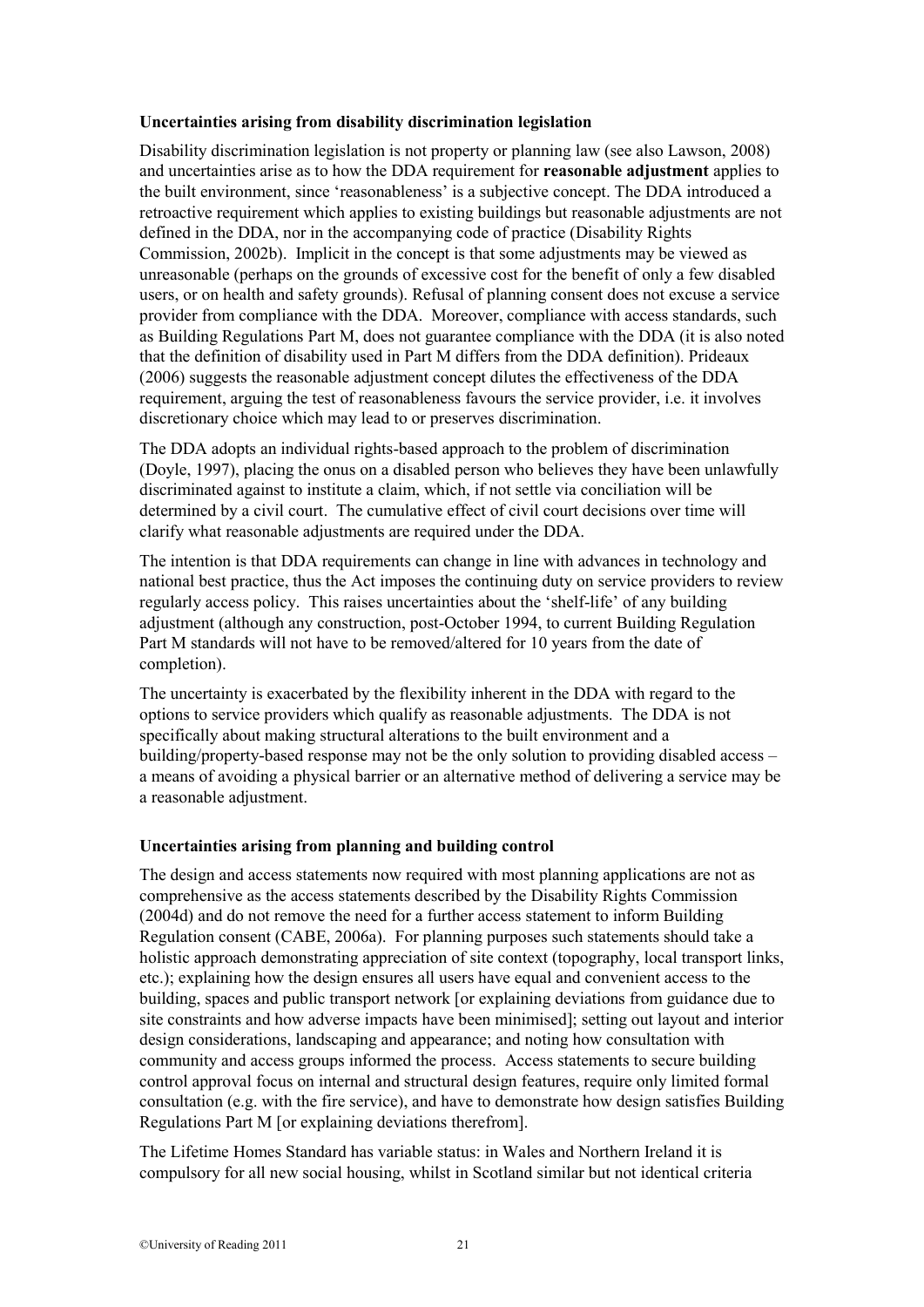**Uncertainties arising from disability discrimination legislation**

Disability discrimination legislation is not property or planning law (see also Lawson, 2008) and uncertainties arise as to how the DDA requirement for **reasonable adjustment** applies to the built environment, since 'reasonableness' is a subjective concept. The DDA introduced a retroactive requirement which applies to existing buildings but reasonable adjustments are not defined in the DDA, nor in the accompanying code of practice (Disability Rights Commission, 2002b). Implicit in the concept is that some adjustments may be viewed as unreasonable (perhaps on the grounds of excessive cost for the benefit of only a few disabled users, or on health and safety grounds). Refusal of planning consent does not excuse a service provider from compliance with the DDA. Moreover, compliance with access standards, such as Building Regulations Part M, does not guarantee compliance with the DDA (it is also noted that the definition of disability used in Part M differs from the DDA definition). Prideaux (2006) suggests the reasonable adjustment concept dilutes the effectiveness of the DDA requirement, arguing the test of reasonableness favours the service provider, i.e. it involves discretionary choice which may lead to or preserves discrimination.

The DDA adopts an individual rights-based approach to the problem of discrimination (Doyle, 1997), placing the onus on a disabled person who believes they have been unlawfully discriminated against to institute a claim, which, if not settle via conciliation will be determined by a civil court. The cumulative effect of civil court decisions over time will clarify what reasonable adjustments are required under the DDA.

The intention is that DDA requirements can change in line with advances in technology and national best practice, thus the Act imposes the continuing duty on service providers to review regularly access policy. This raises uncertainties about the 'shelf-life' of any building adjustment (although any construction, post-October 1994, to current Building Regulation Part M standards will not have to be removed/altered for 10 years from the date of completion).

The uncertainty is exacerbated by the flexibility inherent in the DDA with regard to the options to service providers which qualify as reasonable adjustments. The DDA is not specifically about making structural alterations to the built environment and a building/property-based response may not be the only solution to providing disabled access – a means of avoiding a physical barrier or an alternative method of delivering a service may be a reasonable adjustment.

**Uncertainties arising from planning and building control**

The design and access statements now required with most planning applications are not as comprehensive as the access statements described by the Disability Rights Commission (2004d) and do not remove the need for a further access statement to inform Building Regulation consent (CABE, 2006a). For planning purposes such statements should take a holistic approach demonstrating appreciation of site context (topography, local transport links, etc.); explaining how the design ensures all users have equal and convenient access to the building, spaces and public transport network [or explaining deviations from guidance due to site constraints and how adverse impacts have been minimised]; setting out layout and interior design considerations, landscaping and appearance; and noting how consultation with community and access groups informed the process. Access statements to secure building control approval focus on internal and structural design features, require only limited formal consultation (e.g. with the fire service), and have to demonstrate how design satisfies Building Regulations Part M [or explaining deviations therefrom].

The Lifetime Homes Standard has variable status: in Wales and Northern Ireland it is compulsory for all new social housing, whilst in Scotland similar but not identical criteria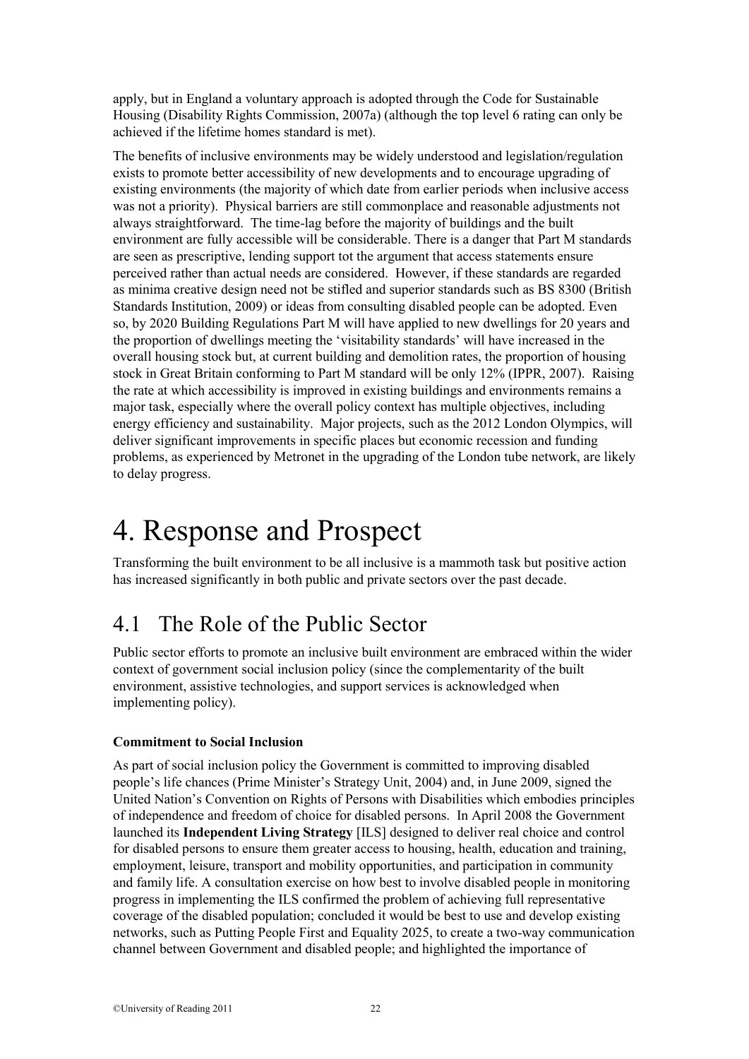apply, but in England a voluntary approach is adopted through the Code for Sustainable Housing (Disability Rights Commission, 2007a) (although the top level 6 rating can only be achieved if the lifetime homes standard is met).

The benefits of inclusive environments may be widely understood and legislation/regulation exists to promote better accessibility of new developments and to encourage upgrading of existing environments (the majority of which date from earlier periods when inclusive access was not a priority). Physical barriers are still commonplace and reasonable adjustments not always straightforward. The time-lag before the majority of buildings and the built environment are fully accessible will be considerable. There is a danger that Part M standards are seen as prescriptive, lending support tot the argument that access statements ensure perceived rather than actual needs are considered. However, if these standards are regarded as minima creative design need not be stifled and superior standards such as BS 8300 (British Standards Institution, 2009) or ideas from consulting disabled people can be adopted. Even so, by 2020 Building Regulations Part M will have applied to new dwellings for 20 years and the proportion of dwellings meeting the 'visitability standards' will have increased in the overall housing stock but, at current building and demolition rates, the proportion of housing stock in Great Britain conforming to Part M standard will be only 12% (IPPR, 2007). Raising the rate at which accessibility is improved in existing buildings and environments remains a major task, especially where the overall policy context has multiple objectives, including energy efficiency and sustainability. Major projects, such as the 2012 London Olympics, will deliver significant improvements in specific places but economic recession and funding problems, as experienced by Metronet in the upgrading of the London tube network, are likely to delay progress.

# 4. Response and Prospect

Transforming the built environment to be all inclusive is a mammoth task but positive action has increased significantly in both public and private sectors over the past decade.

## 4.1 The Role of the Public Sector

Public sector efforts to promote an inclusive built environment are embraced within the wider context of government social inclusion policy (since the complementarity of the built environment, assistive technologies, and support services is acknowledged when implementing policy).

**Commitment to Social Inclusion**

As part of social inclusion policy the Government is committed to improving disabled people's life chances (Prime Minister's Strategy Unit, 2004) and, in June 2009, signed the United Nation's Convention on Rights of Persons with Disabilities which embodies principles of independence and freedom of choice for disabled persons. In April 2008 the Government launched its **Independent Living Strategy** [ILS] designed to deliver real choice and control for disabled persons to ensure them greater access to housing, health, education and training, employment, leisure, transport and mobility opportunities, and participation in community and family life. A consultation exercise on how best to involve disabled people in monitoring progress in implementing the ILS confirmed the problem of achieving full representative coverage of the disabled population; concluded it would be best to use and develop existing networks, such as Putting People First and Equality 2025, to create a two-way communication channel between Government and disabled people; and highlighted the importance of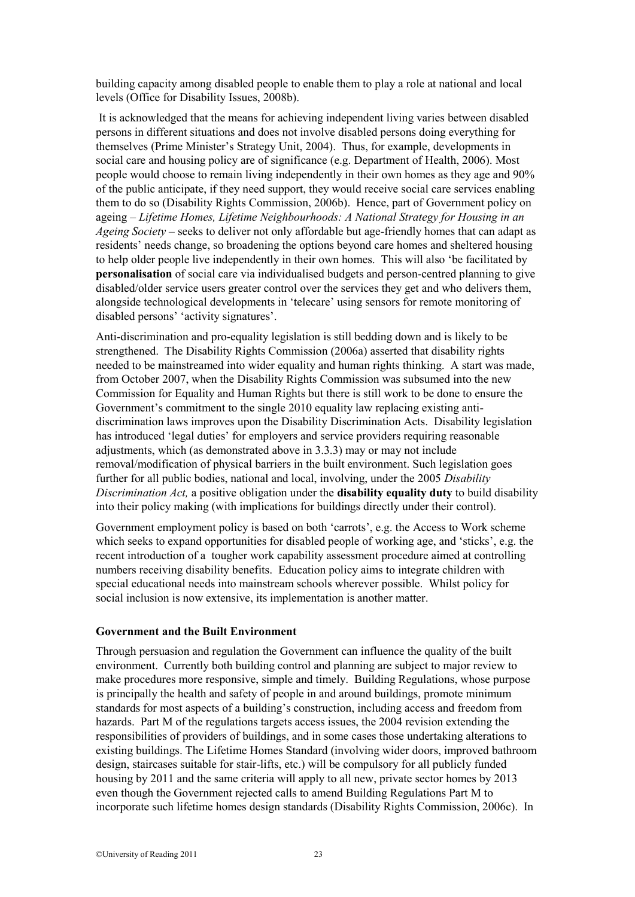building capacity among disabled people to enable them to play a role at national and local levels (Office for Disability Issues, 2008b).

It is acknowledged that the means for achieving independent living varies between disabled persons in different situations and does not involve disabled persons doing everything for themselves (Prime Minister's Strategy Unit, 2004). Thus, for example, developments in social care and housing policy are of significance (e.g. Department of Health, 2006). Most people would choose to remain living independently in their own homes as they age and 90% of the public anticipate, if they need support, they would receive social care services enabling them to do so (Disability Rights Commission, 2006b). Hence, part of Government policy on ageing – *Lifetime Homes, Lifetime Neighbourhoods: A National Strategy for Housing in an Ageing Society* – seeks to deliver not only affordable but age-friendly homes that can adapt as residents' needs change, so broadening the options beyond care homes and sheltered housing to help older people live independently in their own homes. This will also 'be facilitated by **personalisation** of social care via individualised budgets and person-centred planning to give disabled/older service users greater control over the services they get and who delivers them, alongside technological developments in 'telecare' using sensors for remote monitoring of disabled persons' 'activity signatures'.

Anti-discrimination and pro-equality legislation is still bedding down and is likely to be strengthened. The Disability Rights Commission (2006a) asserted that disability rights needed to be mainstreamed into wider equality and human rights thinking. A start was made, from October 2007, when the Disability Rights Commission was subsumed into the new Commission for Equality and Human Rights but there is still work to be done to ensure the Government's commitment to the single 2010 equality law replacing existing anti-discrimination laws improves upon the Disability Discrimination Acts. Disability legislation has introduced 'legal duties' for employers and service providers requiring reasonable adjustments, which (as demonstrated above in 3.3.3) may or may not include removal/modification of physical barriers in the built environment. Such legislation goes further for all public bodies, national and local, involving, under the 2005 *Disability Discrimination Act,* a positive obligation under the **disability equality duty** to build disability into their policy making (with implications for buildings directly under their control).

Government employment policy is based on both 'carrots', e.g. the Access to Work scheme which seeks to expand opportunities for disabled people of working age, and 'sticks', e.g. the recent introduction of a tougher work capability assessment procedure aimed at controlling numbers receiving disability benefits. Education policy aims to integrate children with special educational needs into mainstream schools wherever possible. Whilst policy for social inclusion is now extensive, its implementation is another matter.

**Government and the Built Environment**

Through persuasion and regulation the Government can influence the quality of the built environment. Currently both building control and planning are subject to major review to make procedures more responsive, simple and timely. Building Regulations, whose purpose is principally the health and safety of people in and around buildings, promote minimum standards for most aspects of a building's construction, including access and freedom from hazards. Part M of the regulations targets access issues, the 2004 revision extending the responsibilities of providers of buildings, and in some cases those undertaking alterations to existing buildings. The Lifetime Homes Standard (involving wider doors, improved bathroom design, staircases suitable for stair-lifts, etc.) will be compulsory for all publicly funded housing by 2011 and the same criteria will apply to all new, private sector homes by 2013 even though the Government rejected calls to amend Building Regulations Part M to incorporate such lifetime homes design standards (Disability Rights Commission, 2006c). In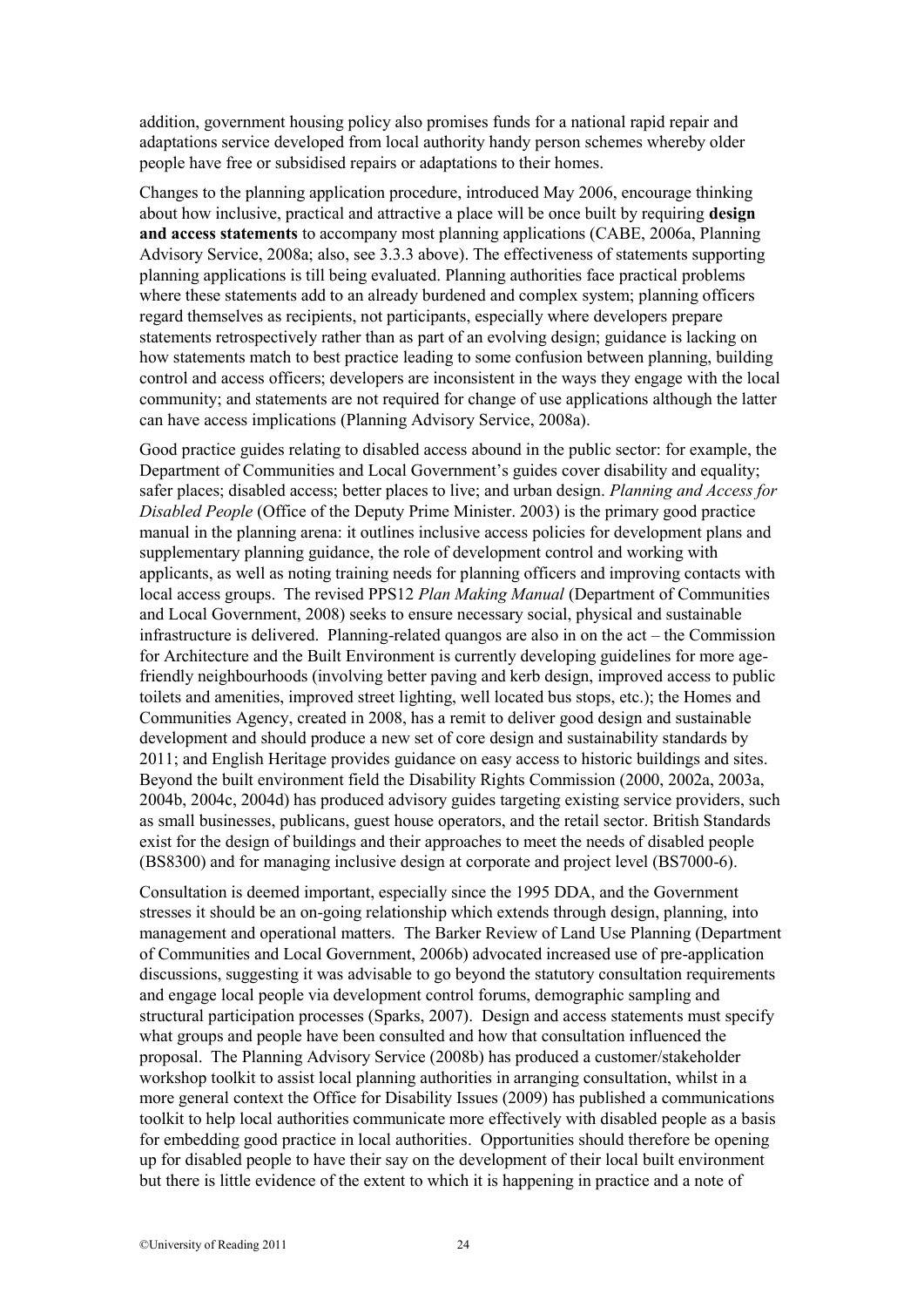addition, government housing policy also promises funds for a national rapid repair and adaptations service developed from local authority handy person schemes whereby older people have free or subsidised repairs or adaptations to their homes.

Changes to the planning application procedure, introduced May 2006, encourage thinking about how inclusive, practical and attractive a place will be once built by requiring **design and access statements** to accompany most planning applications (CABE, 2006a, Planning Advisory Service, 2008a; also, see 3.3.3 above). The effectiveness of statements supporting planning applications is till being evaluated. Planning authorities face practical problems where these statements add to an already burdened and complex system; planning officers regard themselves as recipients, not participants, especially where developers prepare statements retrospectively rather than as part of an evolving design; guidance is lacking on how statements match to best practice leading to some confusion between planning, building control and access officers; developers are inconsistent in the ways they engage with the local community; and statements are not required for change of use applications although the latter can have access implications (Planning Advisory Service, 2008a).

Good practice guides relating to disabled access abound in the public sector: for example, the Department of Communities and Local Government's guides cover disability and equality; safer places; disabled access; better places to live; and urban design. *Planning and Access for Disabled People* (Office of the Deputy Prime Minister. 2003) is the primary good practice manual in the planning arena: it outlines inclusive access policies for development plans and supplementary planning guidance, the role of development control and working with applicants, as well as noting training needs for planning officers and improving contacts with local access groups. The revised PPS12 *Plan Making Manual* (Department of Communities and Local Government, 2008) seeks to ensure necessary social, physical and sustainable infrastructure is delivered. Planning-related quangos are also in on the act – the Commission for Architecture and the Built Environment is currently developing guidelines for more age-friendly neighbourhoods (involving better paving and kerb design, improved access to public toilets and amenities, improved street lighting, well located bus stops, etc.); the Homes and Communities Agency, created in 2008, has a remit to deliver good design and sustainable development and should produce a new set of core design and sustainability standards by 2011; and English Heritage provides guidance on easy access to historic buildings and sites. Beyond the built environment field the Disability Rights Commission (2000, 2002a, 2003a, 2004b, 2004c, 2004d) has produced advisory guides targeting existing service providers, such as small businesses, publicans, guest house operators, and the retail sector. British Standards exist for the design of buildings and their approaches to meet the needs of disabled people (BS8300) and for managing inclusive design at corporate and project level (BS7000-6).

Consultation is deemed important, especially since the 1995 DDA, and the Government stresses it should be an on-going relationship which extends through design, planning, into management and operational matters. The Barker Review of Land Use Planning (Department of Communities and Local Government, 2006b) advocated increased use of pre-application discussions, suggesting it was advisable to go beyond the statutory consultation requirements and engage local people via development control forums, demographic sampling and structural participation processes (Sparks, 2007). Design and access statements must specify what groups and people have been consulted and how that consultation influenced the proposal. The Planning Advisory Service (2008b) has produced a customer/stakeholder workshop toolkit to assist local planning authorities in arranging consultation, whilst in a more general context the Office for Disability Issues (2009) has published a communications toolkit to help local authorities communicate more effectively with disabled people as a basis for embedding good practice in local authorities. Opportunities should therefore be opening up for disabled people to have their say on the development of their local built environment but there is little evidence of the extent to which it is happening in practice and a note of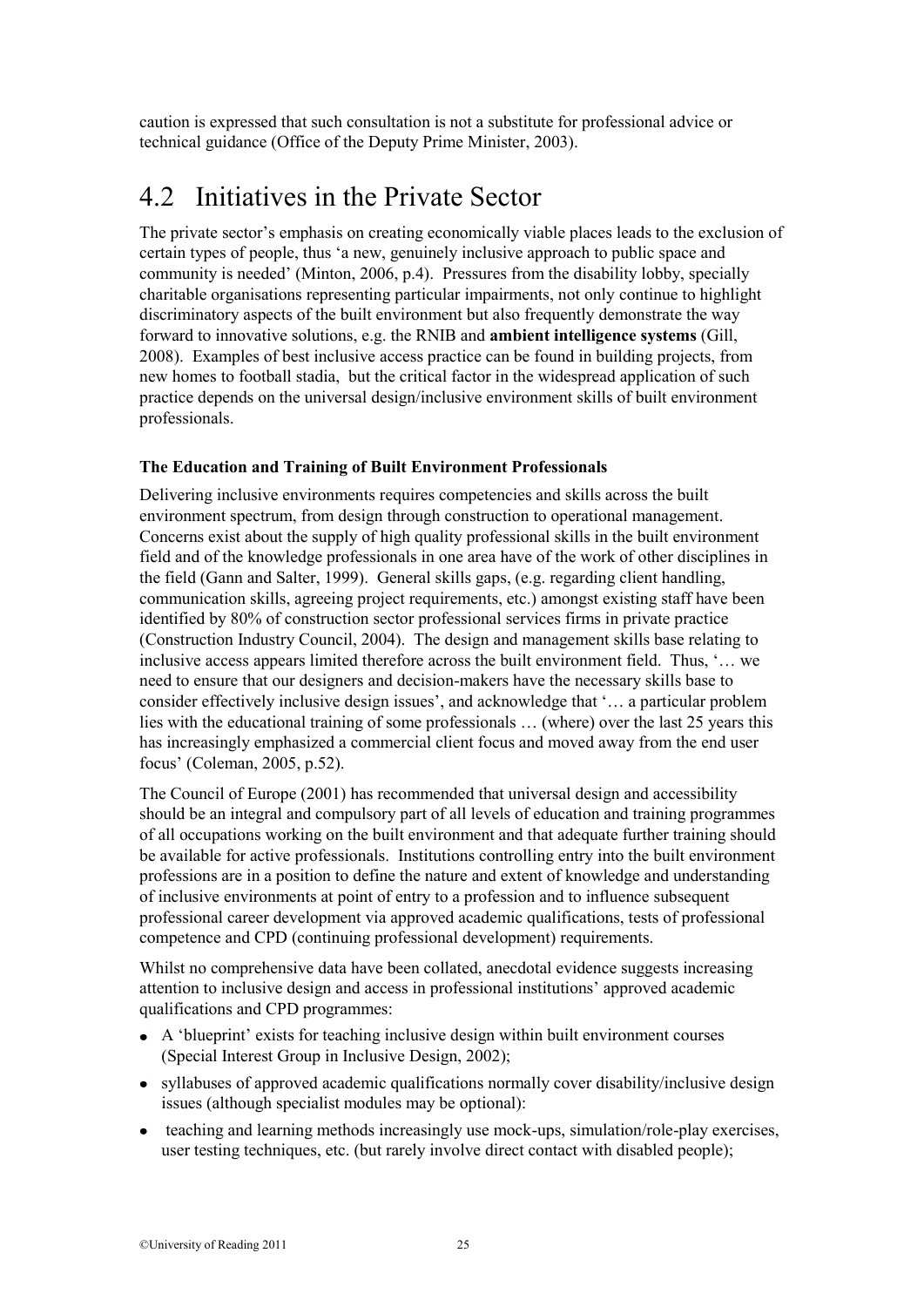caution is expressed that such consultation is not a substitute for professional advice or technical guidance (Office of the Deputy Prime Minister, 2003).

## 4.2 Initiatives in the Private Sector

The private sector's emphasis on creating economically viable places leads to the exclusion of certain types of people, thus 'a new, genuinely inclusive approach to public space and community is needed' (Minton, 2006, p.4). Pressures from the disability lobby, specially charitable organisations representing particular impairments, not only continue to highlight discriminatory aspects of the built environment but also frequently demonstrate the way forward to innovative solutions, e.g. the RNIB and **ambient intelligence systems** (Gill, 2008). Examples of best inclusive access practice can be found in building projects, from new homes to football stadia, but the critical factor in the widespread application of such practice depends on the universal design/inclusive environment skills of built environment professionals.

**The Education and Training of Built Environment Professionals**

Delivering inclusive environments requires competencies and skills across the built environment spectrum, from design through construction to operational management. Concerns exist about the supply of high quality professional skills in the built environment field and of the knowledge professionals in one area have of the work of other disciplines in the field (Gann and Salter, 1999). General skills gaps, (e.g. regarding client handling, communication skills, agreeing project requirements, etc.) amongst existing staff have been identified by 80% of construction sector professional services firms in private practice (Construction Industry Council, 2004). The design and management skills base relating to inclusive access appears limited therefore across the built environment field. Thus, '… we need to ensure that our designers and decision-makers have the necessary skills base to consider effectively inclusive design issues', and acknowledge that '… a particular problem lies with the educational training of some professionals … (where) over the last 25 years this has increasingly emphasized a commercial client focus and moved away from the end user focus' (Coleman, 2005, p.52).

The Council of Europe (2001) has recommended that universal design and accessibility should be an integral and compulsory part of all levels of education and training programmes of all occupations working on the built environment and that adequate further training should be available for active professionals. Institutions controlling entry into the built environment professions are in a position to define the nature and extent of knowledge and understanding of inclusive environments at point of entry to a profession and to influence subsequent professional career development via approved academic qualifications, tests of professional competence and CPD (continuing professional development) requirements.

Whilst no comprehensive data have been collated, anecdotal evidence suggests increasing attention to inclusive design and access in professional institutions' approved academic qualifications and CPD programmes:

- A 'blueprint' exists for teaching inclusive design within built environment courses (Special Interest Group in Inclusive Design, 2002);
- syllabuses of approved academic qualifications normally cover disability/inclusive design issues (although specialist modules may be optional):
- teaching and learning methods increasingly use mock-ups, simulation/role-play exercises, user testing techniques, etc. (but rarely involve direct contact with disabled people);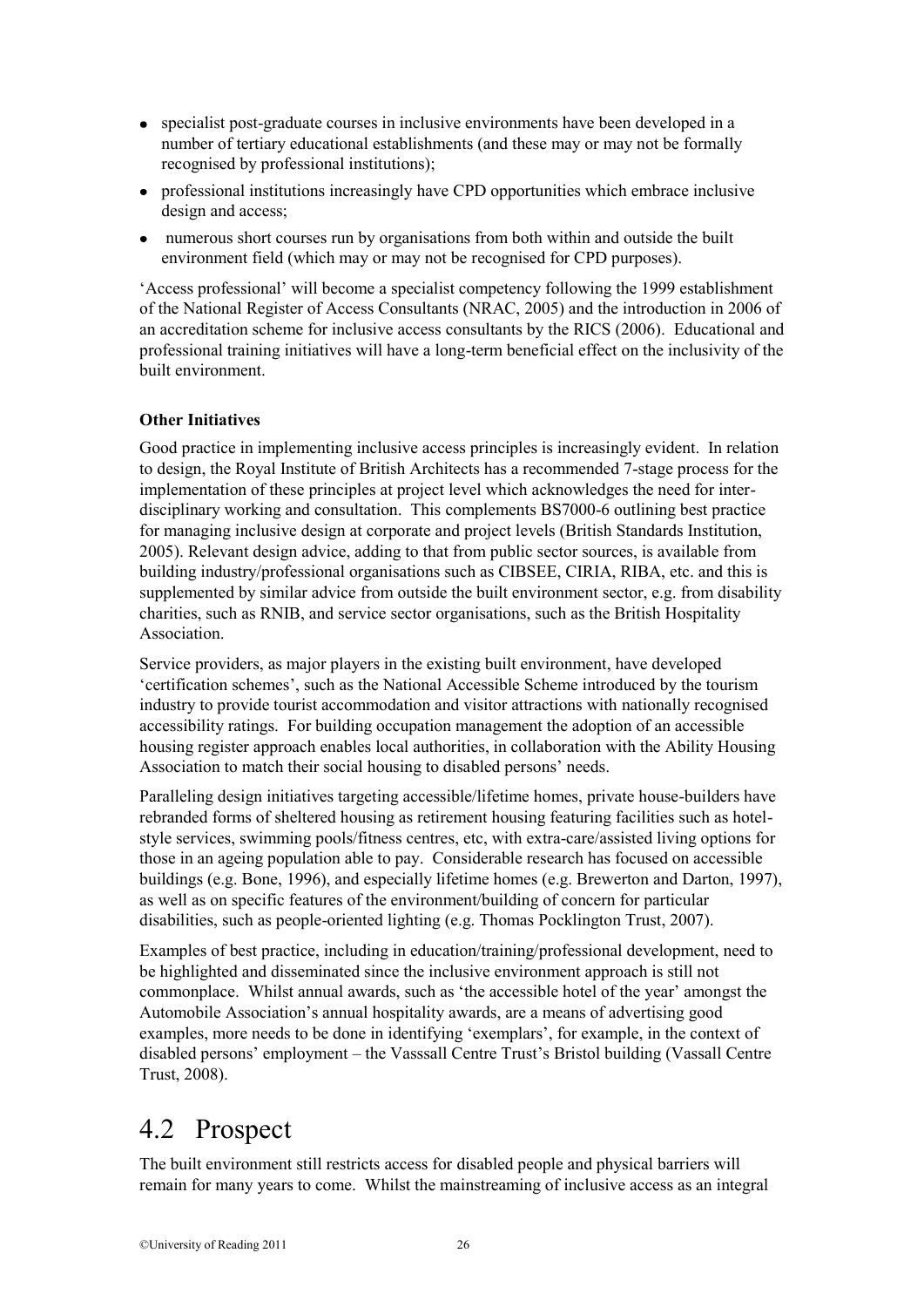- specialist post-graduate courses in inclusive environments have been developed in a number of tertiary educational establishments (and these may or may not be formally recognised by professional institutions);
- professional institutions increasingly have CPD opportunities which embrace inclusive design and access;
- numerous short courses run by organisations from both within and outside the built environment field (which may or may not be recognised for CPD purposes).

'Access professional' will become a specialist competency following the 1999 establishment of the National Register of Access Consultants (NRAC, 2005) and the introduction in 2006 of an accreditation scheme for inclusive access consultants by the RICS (2006). Educational and professional training initiatives will have a long-term beneficial effect on the inclusivity of the built environment.

**Other Initiatives**

Good practice in implementing inclusive access principles is increasingly evident. In relation to design, the Royal Institute of British Architects has a recommended 7-stage process for the implementation of these principles at project level which acknowledges the need for inter-disciplinary working and consultation. This complements BS7000-6 outlining best practice for managing inclusive design at corporate and project levels (British Standards Institution, 2005). Relevant design advice, adding to that from public sector sources, is available from building industry/professional organisations such as CIBSEE, CIRIA, RIBA, etc. and this is supplemented by similar advice from outside the built environment sector, e.g. from disability charities, such as RNIB, and service sector organisations, such as the British Hospitality Association.

Service providers, as major players in the existing built environment, have developed 'certification schemes', such as the National Accessible Scheme introduced by the tourism industry to provide tourist accommodation and visitor attractions with nationally recognised accessibility ratings. For building occupation management the adoption of an accessible housing register approach enables local authorities, in collaboration with the Ability Housing Association to match their social housing to disabled persons' needs.

Paralleling design initiatives targeting accessible/lifetime homes, private house-builders have rebranded forms of sheltered housing as retirement housing featuring facilities such as hotel-style services, swimming pools/fitness centres, etc, with extra-care/assisted living options for those in an ageing population able to pay. Considerable research has focused on accessible buildings (e.g. Bone, 1996), and especially lifetime homes (e.g. Brewerton and Darton, 1997), as well as on specific features of the environment/building of concern for particular disabilities, such as people-oriented lighting (e.g. Thomas Pocklington Trust, 2007).

Examples of best practice, including in education/training/professional development, need to be highlighted and disseminated since the inclusive environment approach is still not commonplace. Whilst annual awards, such as 'the accessible hotel of the year' amongst the Automobile Association's annual hospitality awards, are a means of advertising good examples, more needs to be done in identifying 'exemplars', for example, in the context of disabled persons' employment – the Vasssall Centre Trust's Bristol building (Vassall Centre Trust, 2008).

# 4.2 Prospect

The built environment still restricts access for disabled people and physical barriers will remain for many years to come. Whilst the mainstreaming of inclusive access as an integral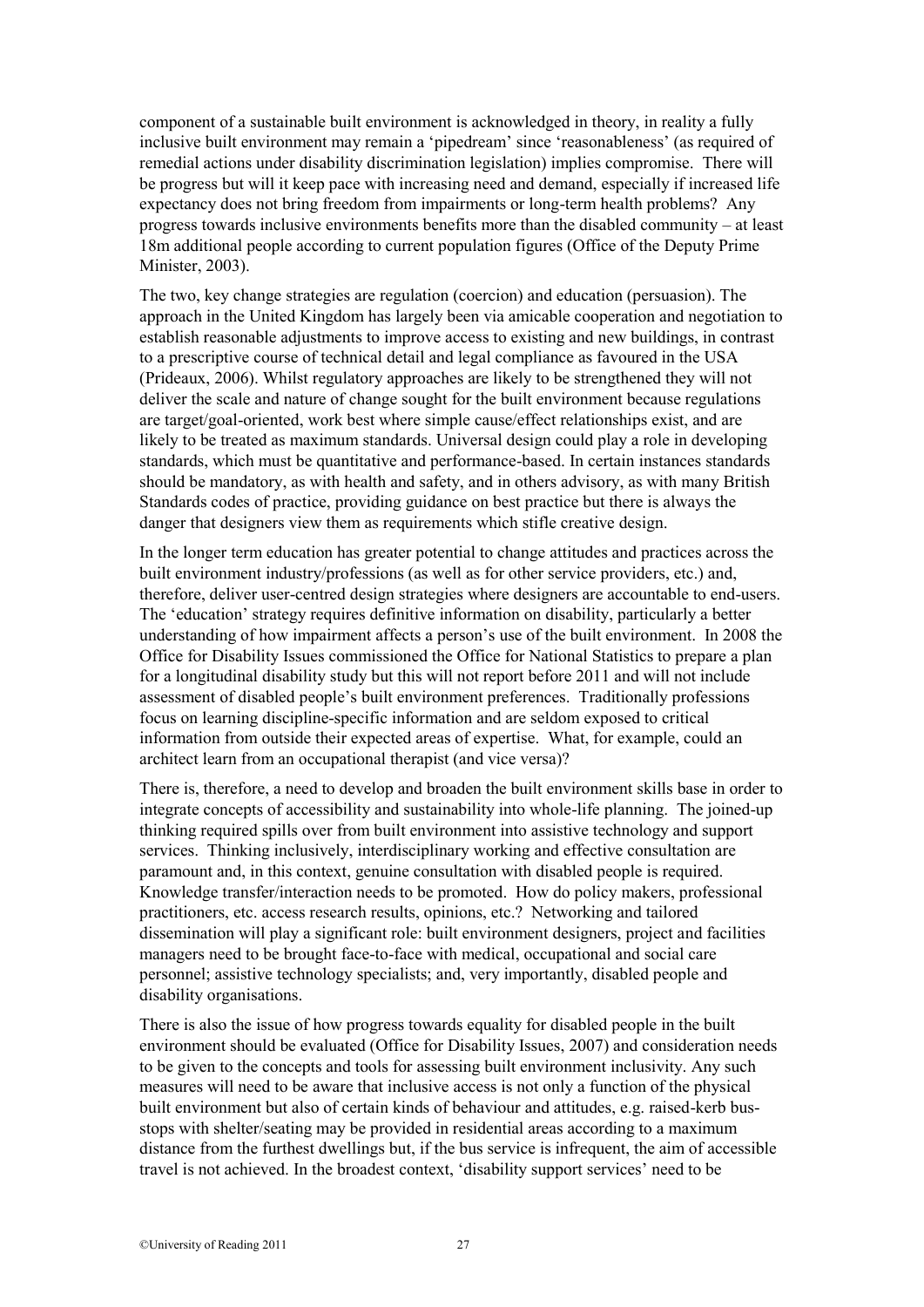component of a sustainable built environment is acknowledged in theory, in reality a fully inclusive built environment may remain a 'pipedream' since 'reasonableness' (as required of remedial actions under disability discrimination legislation) implies compromise. There will be progress but will it keep pace with increasing need and demand, especially if increased life expectancy does not bring freedom from impairments or long-term health problems? Any progress towards inclusive environments benefits more than the disabled community – at least 18m additional people according to current population figures (Office of the Deputy Prime Minister, 2003).

The two, key change strategies are regulation (coercion) and education (persuasion). The approach in the United Kingdom has largely been via amicable cooperation and negotiation to establish reasonable adjustments to improve access to existing and new buildings, in contrast to a prescriptive course of technical detail and legal compliance as favoured in the USA (Prideaux, 2006). Whilst regulatory approaches are likely to be strengthened they will not deliver the scale and nature of change sought for the built environment because regulations are target/goal-oriented, work best where simple cause/effect relationships exist, and are likely to be treated as maximum standards. Universal design could play a role in developing standards, which must be quantitative and performance-based. In certain instances standards should be mandatory, as with health and safety, and in others advisory, as with many British Standards codes of practice, providing guidance on best practice but there is always the danger that designers view them as requirements which stifle creative design.

In the longer term education has greater potential to change attitudes and practices across the built environment industry/professions (as well as for other service providers, etc.) and, therefore, deliver user-centred design strategies where designers are accountable to end-users. The 'education' strategy requires definitive information on disability, particularly a better understanding of how impairment affects a person's use of the built environment. In 2008 the Office for Disability Issues commissioned the Office for National Statistics to prepare a plan for a longitudinal disability study but this will not report before 2011 and will not include assessment of disabled people's built environment preferences. Traditionally professions focus on learning discipline-specific information and are seldom exposed to critical information from outside their expected areas of expertise. What, for example, could an architect learn from an occupational therapist (and vice versa)?

There is, therefore, a need to develop and broaden the built environment skills base in order to integrate concepts of accessibility and sustainability into whole-life planning. The joined-up thinking required spills over from built environment into assistive technology and support services. Thinking inclusively, interdisciplinary working and effective consultation are paramount and, in this context, genuine consultation with disabled people is required. Knowledge transfer/interaction needs to be promoted. How do policy makers, professional practitioners, etc. access research results, opinions, etc.? Networking and tailored dissemination will play a significant role: built environment designers, project and facilities managers need to be brought face-to-face with medical, occupational and social care personnel; assistive technology specialists; and, very importantly, disabled people and disability organisations.

There is also the issue of how progress towards equality for disabled people in the built environment should be evaluated (Office for Disability Issues, 2007) and consideration needs to be given to the concepts and tools for assessing built environment inclusivity. Any such measures will need to be aware that inclusive access is not only a function of the physical built environment but also of certain kinds of behaviour and attitudes, e.g. raised-kerb bus-stops with shelter/seating may be provided in residential areas according to a maximum distance from the furthest dwellings but, if the bus service is infrequent, the aim of accessible travel is not achieved. In the broadest context, 'disability support services' need to be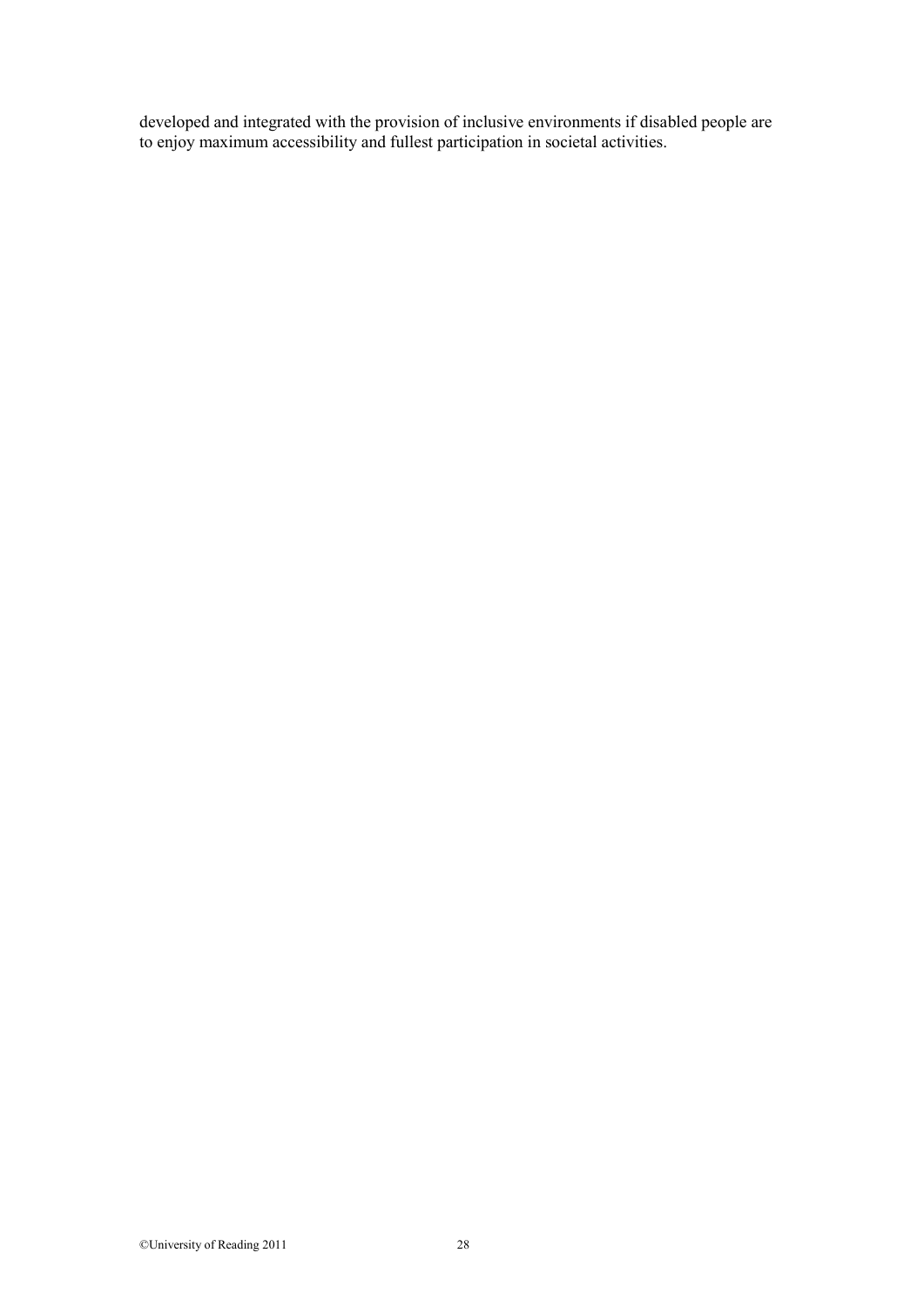developed and integrated with the provision of inclusive environments if disabled people are to enjoy maximum accessibility and fullest participation in societal activities.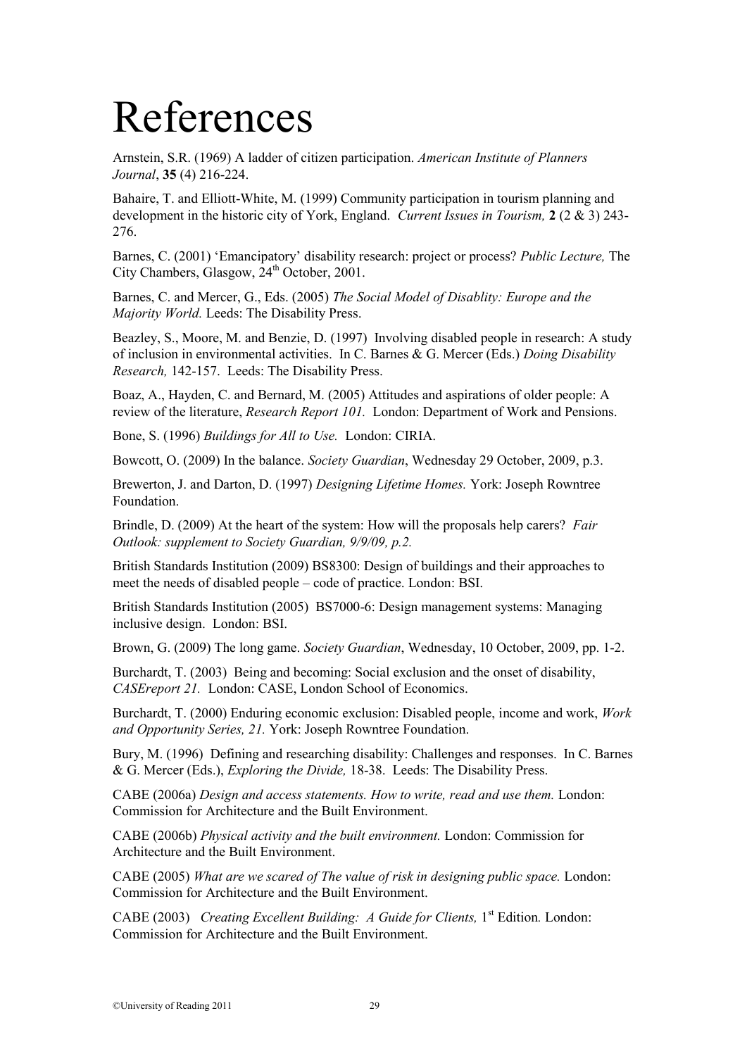# References

Arnstein, S.R. (1969) A ladder of citizen participation. *American Institute of Planners Journal*, **35** (4) 216-224.

Bahaire, T. and Elliott-White, M. (1999) Community participation in tourism planning and development in the historic city of York, England. *Current Issues in Tourism,* **2** (2 & 3) 243-276.

Barnes, C. (2001) 'Emancipatory' disability research: project or process? *Public Lecture,* The City Chambers, Glasgow, 24th October, 2001.

Barnes, C. and Mercer, G., Eds. (2005) *The Social Model of Disablity: Europe and the Majority World.* Leeds: The Disability Press.

Beazley, S., Moore, M. and Benzie, D. (1997) Involving disabled people in research: A study of inclusion in environmental activities. In C. Barnes & G. Mercer (Eds.) *Doing Disability Research,* 142-157. Leeds: The Disability Press.

Boaz, A., Hayden, C. and Bernard, M. (2005) Attitudes and aspirations of older people: A review of the literature, *Research Report 101.* London: Department of Work and Pensions.

Bone, S. (1996) *Buildings for All to Use.* London: CIRIA.

Bowcott, O. (2009) In the balance. *Society Guardian*, Wednesday 29 October, 2009, p.3.

Brewerton, J. and Darton, D. (1997) *Designing Lifetime Homes.* York: Joseph Rowntree Foundation.

Brindle, D. (2009) At the heart of the system: How will the proposals help carers? *Fair Outlook: supplement to Society Guardian, 9/9/09, p.2.*

British Standards Institution (2009) BS8300: Design of buildings and their approaches to meet the needs of disabled people – code of practice. London: BSI.

British Standards Institution (2005) BS7000-6: Design management systems: Managing inclusive design. London: BSI.

Brown, G. (2009) The long game. *Society Guardian*, Wednesday, 10 October, 2009, pp. 1-2.

Burchardt, T. (2003) Being and becoming: Social exclusion and the onset of disability, *CASEreport 21.* London: CASE, London School of Economics.

Burchardt, T. (2000) Enduring economic exclusion: Disabled people, income and work, *Work and Opportunity Series, 21.* York: Joseph Rowntree Foundation.

Bury, M. (1996) Defining and researching disability: Challenges and responses. In C. Barnes & G. Mercer (Eds.), *Exploring the Divide,* 18-38. Leeds: The Disability Press.

CABE (2006a) *Design and access statements. How to write, read and use them.* London: Commission for Architecture and the Built Environment.

CABE (2006b) *Physical activity and the built environment.* London: Commission for Architecture and the Built Environment.

CABE (2005) *What are we scared of The value of risk in designing public space.* London: Commission for Architecture and the Built Environment.

CABE (2003) *Creating Excellent Building: A Guide for Clients,* 1st Edition*.* London: Commission for Architecture and the Built Environment.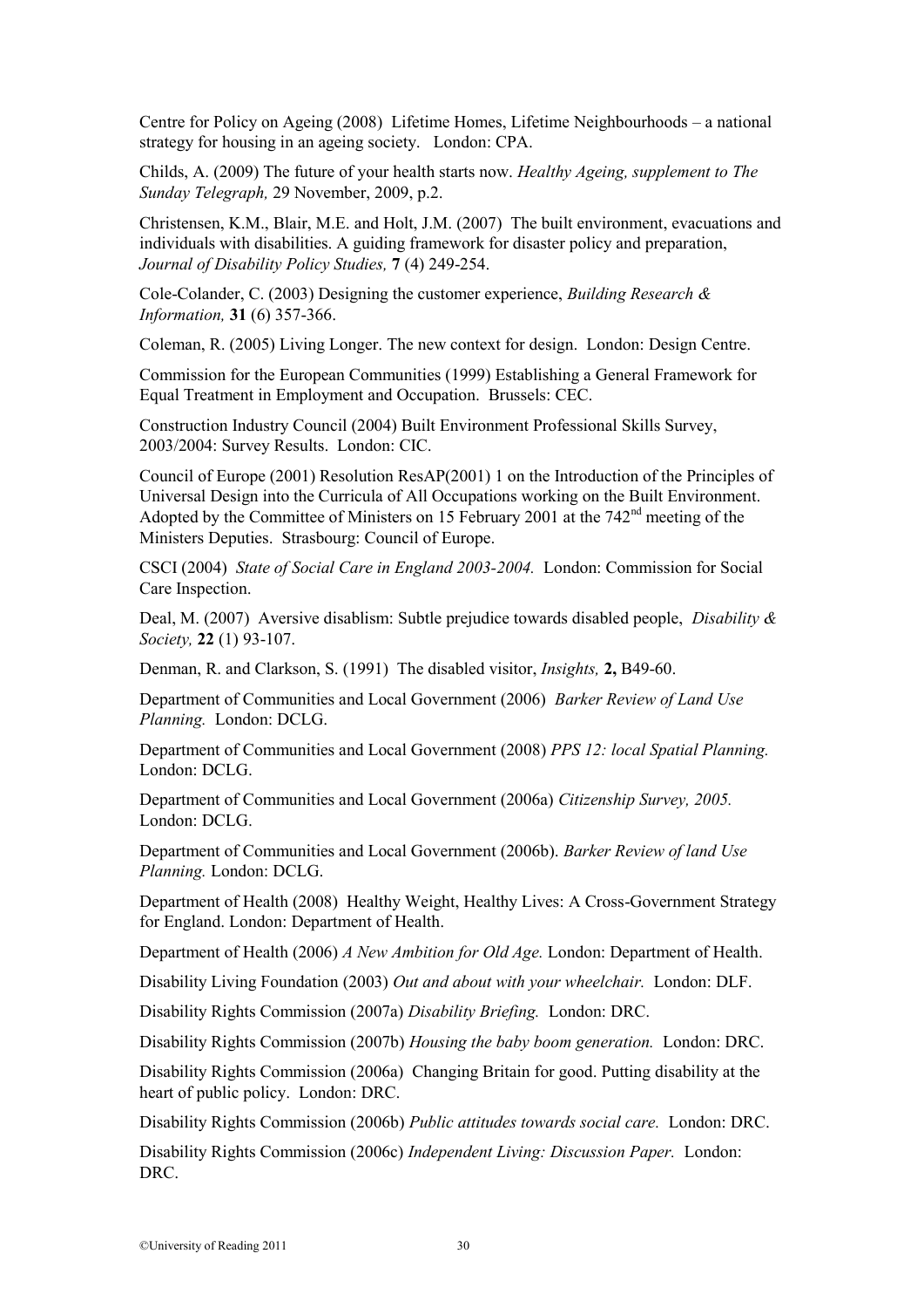Centre for Policy on Ageing (2008) Lifetime Homes, Lifetime Neighbourhoods – a national strategy for housing in an ageing society. London: CPA.

Childs, A. (2009) The future of your health starts now. *Healthy Ageing, supplement to The Sunday Telegraph,* 29 November, 2009, p.2.

Christensen, K.M., Blair, M.E. and Holt, J.M. (2007) The built environment, evacuations and individuals with disabilities. A guiding framework for disaster policy and preparation, *Journal of Disability Policy Studies,* **7** (4) 249-254.

Cole-Colander, C. (2003) Designing the customer experience, *Building Research & Information,* **31** (6) 357-366.

Coleman, R. (2005) Living Longer. The new context for design. London: Design Centre.

Commission for the European Communities (1999) Establishing a General Framework for Equal Treatment in Employment and Occupation. Brussels: CEC.

Construction Industry Council (2004) Built Environment Professional Skills Survey, 2003/2004: Survey Results. London: CIC.

Council of Europe (2001) Resolution ResAP(2001) 1 on the Introduction of the Principles of Universal Design into the Curricula of All Occupations working on the Built Environment. Adopted by the Committee of Ministers on 15 February 2001 at the 742nd meeting of the Ministers Deputies. Strasbourg: Council of Europe.

CSCI (2004) *State of Social Care in England 2003-2004.* London: Commission for Social Care Inspection.

Deal, M. (2007) Aversive disablism: Subtle prejudice towards disabled people, *Disability & Society,* **22** (1) 93-107.

Denman, R. and Clarkson, S. (1991) The disabled visitor, *Insights,* **2,** B49-60.

Department of Communities and Local Government (2006) *Barker Review of Land Use Planning.* London: DCLG.

Department of Communities and Local Government (2008) *PPS 12: local Spatial Planning.* London: DCLG.

Department of Communities and Local Government (2006a) *Citizenship Survey, 2005.* London: DCLG.

Department of Communities and Local Government (2006b). *Barker Review of land Use Planning.* London: DCLG.

Department of Health (2008) Healthy Weight, Healthy Lives: A Cross-Government Strategy for England. London: Department of Health.

Department of Health (2006) *A New Ambition for Old Age.* London: Department of Health.

Disability Living Foundation (2003) *Out and about with your wheelchair.* London: DLF.

Disability Rights Commission (2007a) *Disability Briefing.* London: DRC.

Disability Rights Commission (2007b) *Housing the baby boom generation.* London: DRC.

Disability Rights Commission (2006a) Changing Britain for good. Putting disability at the heart of public policy. London: DRC.

Disability Rights Commission (2006b) *Public attitudes towards social care.* London: DRC.

Disability Rights Commission (2006c) *Independent Living: Discussion Paper.* London: DRC.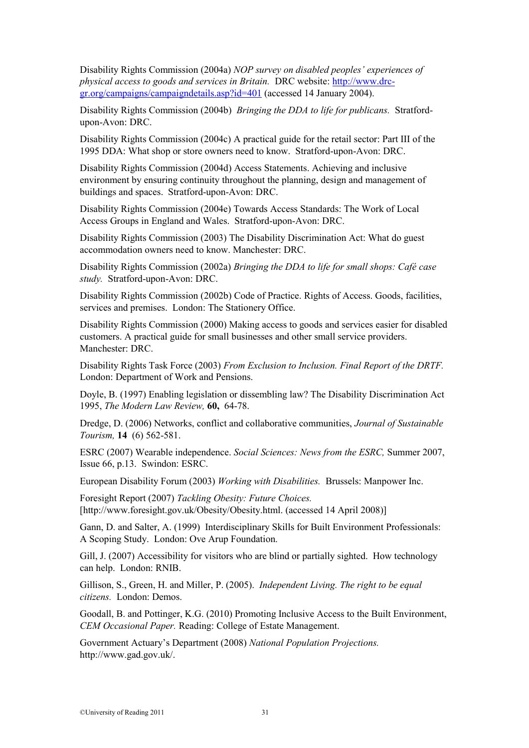Disability Rights Commission (2004a) *NOP survey on disabled peoples' experiences of physical access to goods and services in Britain.* DRC website: http://www.drc-gr.org/campaigns/campaigndetails.asp?id=401 (accessed 14 January 2004).

Disability Rights Commission (2004b) *Bringing the DDA to life for publicans.* Stratford-upon-Avon: DRC.

Disability Rights Commission (2004c) A practical guide for the retail sector: Part III of the 1995 DDA: What shop or store owners need to know. Stratford-upon-Avon: DRC.

Disability Rights Commission (2004d) Access Statements. Achieving and inclusive environment by ensuring continuity throughout the planning, design and management of buildings and spaces. Stratford-upon-Avon: DRC.

Disability Rights Commission (2004e) Towards Access Standards: The Work of Local Access Groups in England and Wales. Stratford-upon-Avon: DRC.

Disability Rights Commission (2003) The Disability Discrimination Act: What do guest accommodation owners need to know. Manchester: DRC.

Disability Rights Commission (2002a) *Bringing the DDA to life for small shops: Café case study.* Stratford-upon-Avon: DRC.

Disability Rights Commission (2002b) Code of Practice. Rights of Access. Goods, facilities, services and premises. London: The Stationery Office.

Disability Rights Commission (2000) Making access to goods and services easier for disabled customers. A practical guide for small businesses and other small service providers. Manchester: DRC.

Disability Rights Task Force (2003) *From Exclusion to Inclusion. Final Report of the DRTF.* London: Department of Work and Pensions.

Doyle, B. (1997) Enabling legislation or dissembling law? The Disability Discrimination Act 1995, *The Modern Law Review,* **60,** 64-78.

Dredge, D. (2006) Networks, conflict and collaborative communities, *Journal of Sustainable Tourism,* **14** (6) 562-581.

ESRC (2007) Wearable independence. *Social Sciences: News from the ESRC,* Summer 2007, Issue 66, p.13. Swindon: ESRC.

European Disability Forum (2003) *Working with Disabilities.* Brussels: Manpower Inc.

Foresight Report (2007) *Tackling Obesity: Future Choices.* [http://www.foresight.gov.uk/Obesity/Obesity.html. (accessed 14 April 2008)]

Gann, D. and Salter, A. (1999) Interdisciplinary Skills for Built Environment Professionals: A Scoping Study. London: Ove Arup Foundation.

Gill, J. (2007) Accessibility for visitors who are blind or partially sighted. How technology can help. London: RNIB.

Gillison, S., Green, H. and Miller, P. (2005). *Independent Living. The right to be equal citizens.* London: Demos.

Goodall, B. and Pottinger, K.G. (2010) Promoting Inclusive Access to the Built Environment, *CEM Occasional Paper.* Reading: College of Estate Management.

Government Actuary's Department (2008) *National Population Projections.* http://www.gad.gov.uk/.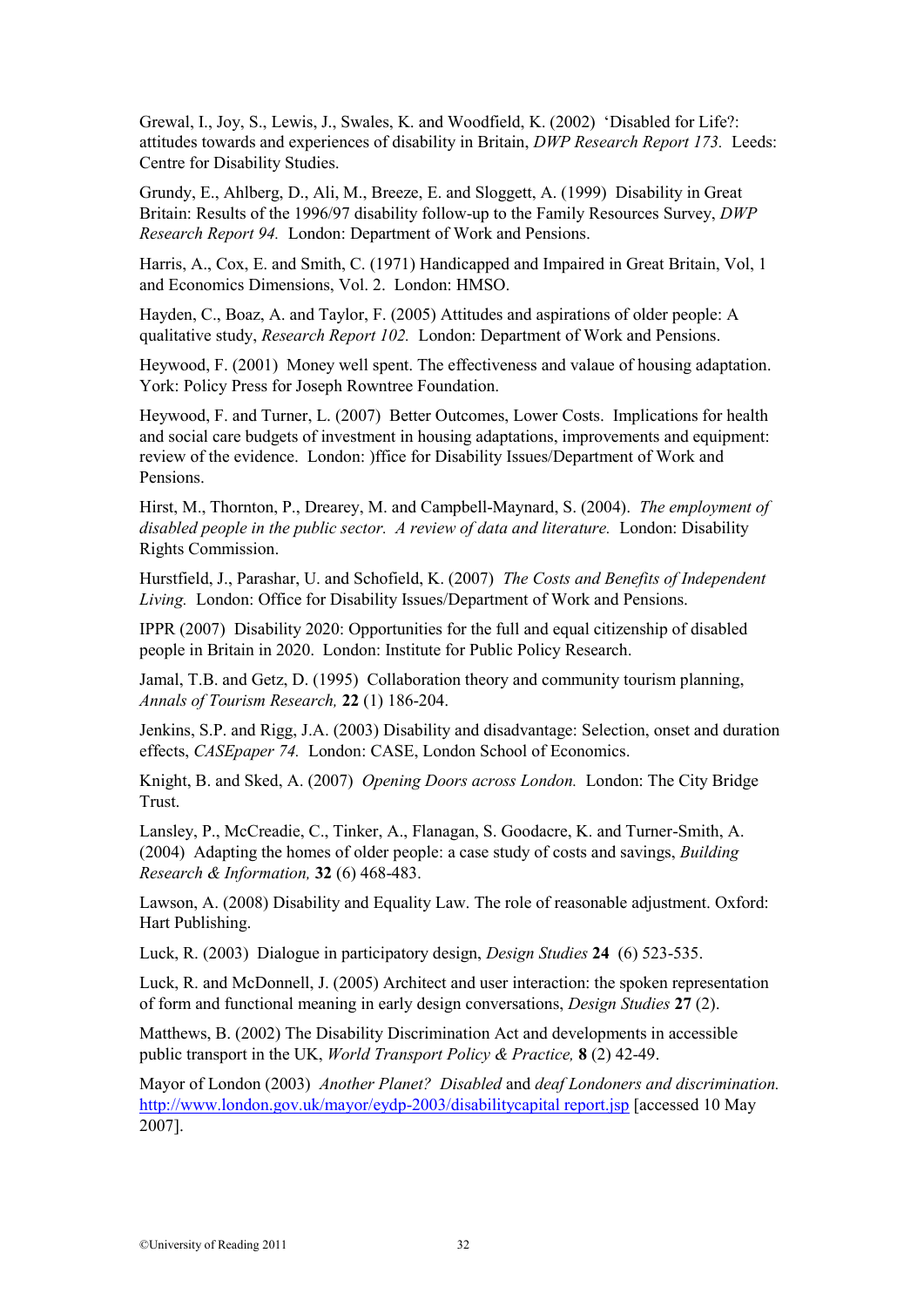Grewal, I., Joy, S., Lewis, J., Swales, K. and Woodfield, K. (2002) 'Disabled for Life?: attitudes towards and experiences of disability in Britain, *DWP Research Report 173.* Leeds: Centre for Disability Studies.

Grundy, E., Ahlberg, D., Ali, M., Breeze, E. and Sloggett, A. (1999) Disability in Great Britain: Results of the 1996/97 disability follow-up to the Family Resources Survey, *DWP Research Report 94.* London: Department of Work and Pensions.

Harris, A., Cox, E. and Smith, C. (1971) Handicapped and Impaired in Great Britain, Vol, 1 and Economics Dimensions, Vol. 2. London: HMSO.

Hayden, C., Boaz, A. and Taylor, F. (2005) Attitudes and aspirations of older people: A qualitative study, *Research Report 102.* London: Department of Work and Pensions.

Heywood, F. (2001) Money well spent. The effectiveness and valaue of housing adaptation. York: Policy Press for Joseph Rowntree Foundation.

Heywood, F. and Turner, L. (2007) Better Outcomes, Lower Costs. Implications for health and social care budgets of investment in housing adaptations, improvements and equipment: review of the evidence. London: )ffice for Disability Issues/Department of Work and Pensions.

Hirst, M., Thornton, P., Drearey, M. and Campbell-Maynard, S. (2004). *The employment of disabled people in the public sector. A review of data and literature.* London: Disability Rights Commission.

Hurstfield, J., Parashar, U. and Schofield, K. (2007) *The Costs and Benefits of Independent Living.* London: Office for Disability Issues/Department of Work and Pensions.

IPPR (2007) Disability 2020: Opportunities for the full and equal citizenship of disabled people in Britain in 2020. London: Institute for Public Policy Research.

Jamal, T.B. and Getz, D. (1995) Collaboration theory and community tourism planning, *Annals of Tourism Research,* **22** (1) 186-204.

Jenkins, S.P. and Rigg, J.A. (2003) Disability and disadvantage: Selection, onset and duration effects, *CASEpaper 74.* London: CASE, London School of Economics.

Knight, B. and Sked, A. (2007) *Opening Doors across London.* London: The City Bridge Trust.

Lansley, P., McCreadie, C., Tinker, A., Flanagan, S. Goodacre, K. and Turner-Smith, A. (2004) Adapting the homes of older people: a case study of costs and savings, *Building Research & Information,* **32** (6) 468-483.

Lawson, A. (2008) Disability and Equality Law. The role of reasonable adjustment. Oxford: Hart Publishing.

Luck, R. (2003) Dialogue in participatory design, *Design Studies* **24** (6) 523-535.

Luck, R. and McDonnell, J. (2005) Architect and user interaction: the spoken representation of form and functional meaning in early design conversations, *Design Studies* **27** (2).

Matthews, B. (2002) The Disability Discrimination Act and developments in accessible public transport in the UK, *World Transport Policy & Practice,* **8** (2) 42-49.

Mayor of London (2003) *Another Planet? Disabled* and *deaf Londoners and discrimination.* http://www.london.gov.uk/mayor/eydp-2003/disabilitycapital report.jsp [accessed 10 May 2007].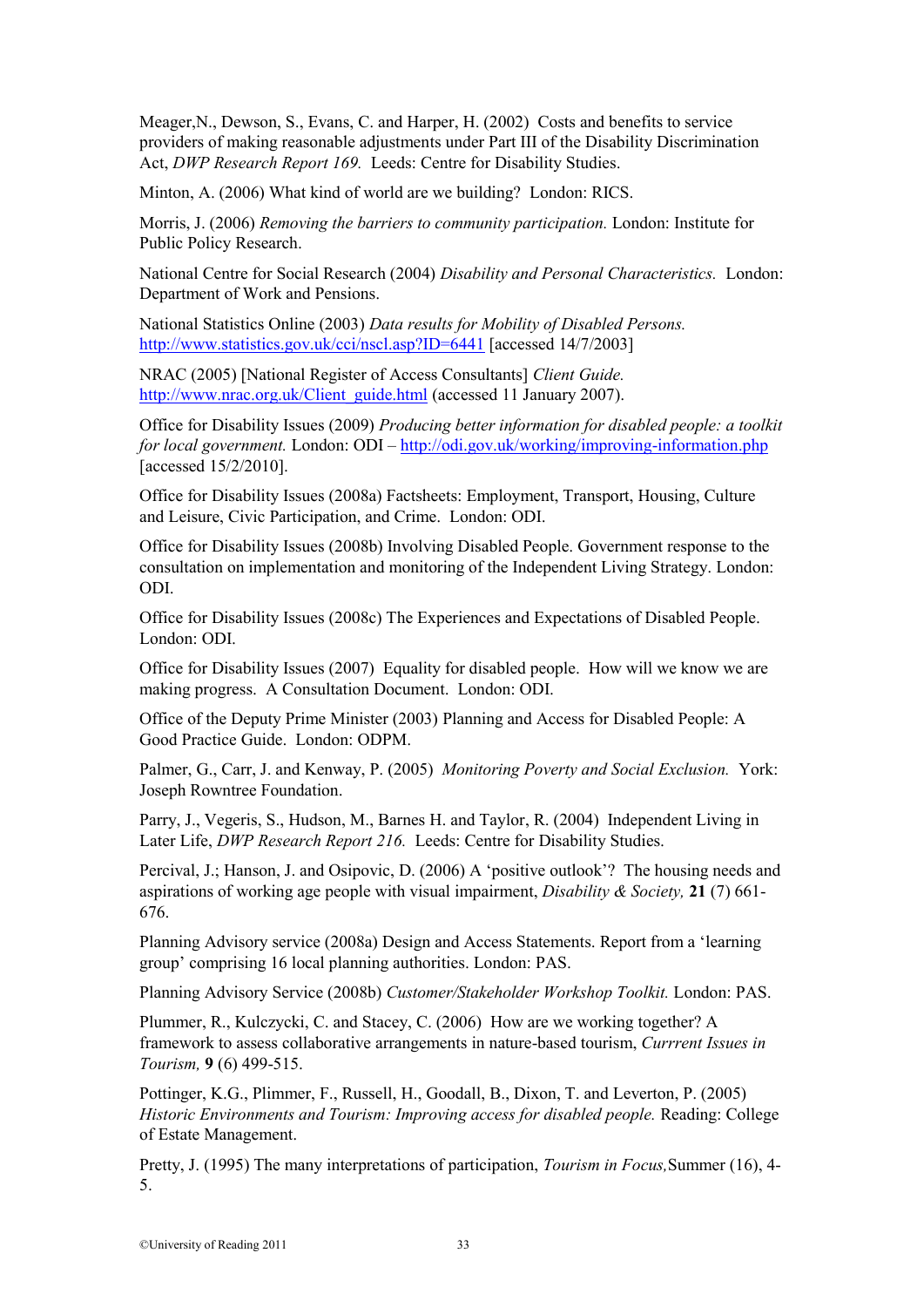Meager,N., Dewson, S., Evans, C. and Harper, H. (2002) Costs and benefits to service providers of making reasonable adjustments under Part III of the Disability Discrimination Act, *DWP Research Report 169.* Leeds: Centre for Disability Studies.

Minton, A. (2006) What kind of world are we building? London: RICS.

Morris, J. (2006) *Removing the barriers to community participation.* London: Institute for Public Policy Research.

National Centre for Social Research (2004) *Disability and Personal Characteristics.* London: Department of Work and Pensions.

National Statistics Online (2003) *Data results for Mobility of Disabled Persons.* [http://www.statistics.gov.uk/cci/nscl.asp?ID=6441](http://www.statistics.gov.uk/cci/nscl.asp?ID=6441) [accessed 14/7/2003]

NRAC (2005) [National Register of Access Consultants] *Client Guide.* [http://www.nrac.org.uk/Client_guide.html](http://www.nrac.org.uk/Client_guide.html) (accessed 11 January 2007).

Office for Disability Issues (2009) *Producing better information for disabled people: a toolkit for local government.* London: ODI – [http://odi.gov.uk/working/improving-information.php](http://odi.gov.uk/working/improving-information.php) [accessed 15/2/2010].

Office for Disability Issues (2008a) Factsheets: Employment, Transport, Housing, Culture and Leisure, Civic Participation, and Crime. London: ODI.

Office for Disability Issues (2008b) Involving Disabled People. Government response to the consultation on implementation and monitoring of the Independent Living Strategy. London: ODI.

Office for Disability Issues (2008c) The Experiences and Expectations of Disabled People. London: ODI.

Office for Disability Issues (2007) Equality for disabled people. How will we know we are making progress. A Consultation Document. London: ODI.

Office of the Deputy Prime Minister (2003) Planning and Access for Disabled People: A Good Practice Guide. London: ODPM.

Palmer, G., Carr, J. and Kenway, P. (2005) *Monitoring Poverty and Social Exclusion.* York: Joseph Rowntree Foundation.

Parry, J., Vegeris, S., Hudson, M., Barnes H. and Taylor, R. (2004) Independent Living in Later Life, *DWP Research Report 216.* Leeds: Centre for Disability Studies.

Percival, J.; Hanson, J. and Osipovic, D. (2006) A 'positive outlook'? The housing needs and aspirations of working age people with visual impairment, *Disability & Society,* **21** (7) 661-676.

Planning Advisory service (2008a) Design and Access Statements. Report from a 'learning group' comprising 16 local planning authorities. London: PAS.

Planning Advisory Service (2008b) *Customer/Stakeholder Workshop Toolkit.* London: PAS.

Plummer, R., Kulczycki, C. and Stacey, C. (2006) How are we working together? A framework to assess collaborative arrangements in nature-based tourism, *Currrent Issues in Tourism,* **9** (6) 499-515.

Pottinger, K.G., Plimmer, F., Russell, H., Goodall, B., Dixon, T. and Leverton, P. (2005) *Historic Environments and Tourism: Improving access for disabled people.* Reading: College of Estate Management.

Pretty, J. (1995) The many interpretations of participation, *Tourism in Focus,* Summer (16), 4-5.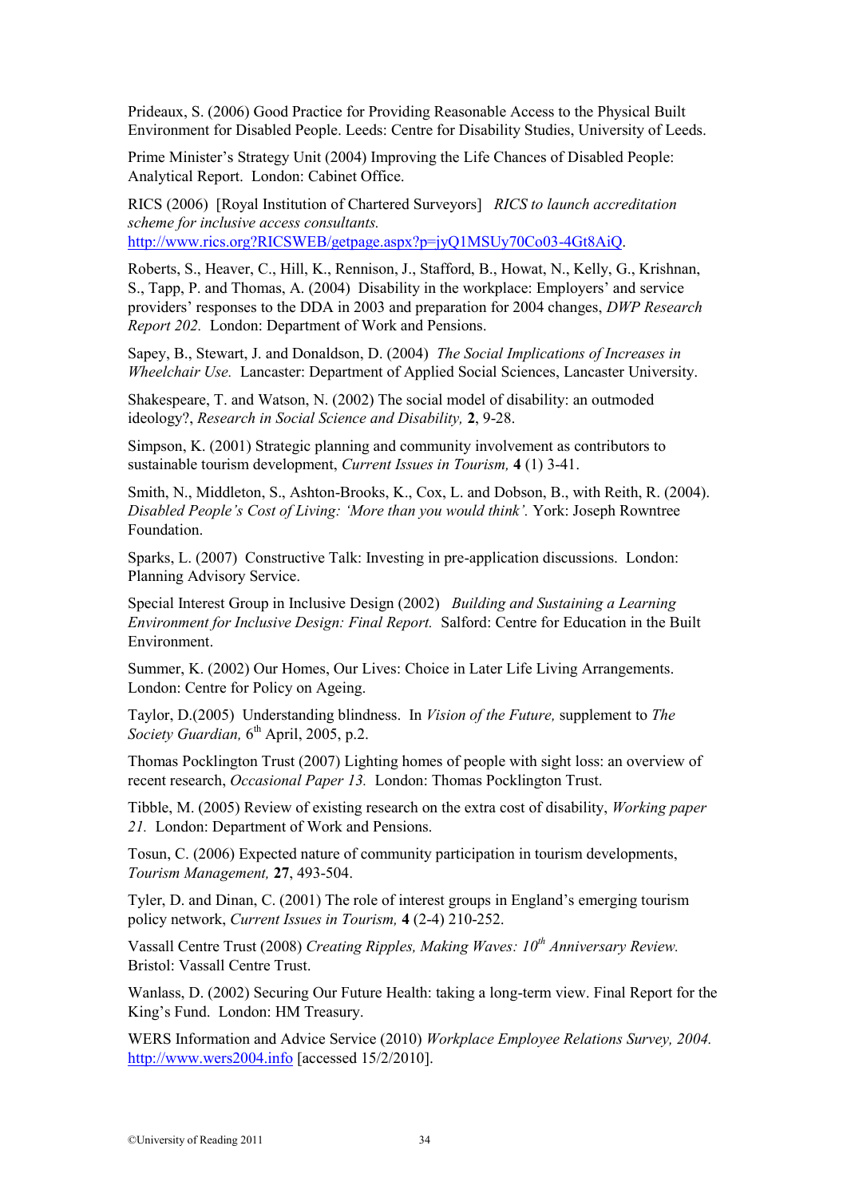Prideaux, S. (2006) Good Practice for Providing Reasonable Access to the Physical Built Environment for Disabled People. Leeds: Centre for Disability Studies, University of Leeds.

Prime Minister's Strategy Unit (2004) Improving the Life Chances of Disabled People: Analytical Report. London: Cabinet Office.

RICS (2006) [Royal Institution of Chartered Surveyors] *RICS to launch accreditation scheme for inclusive access consultants.* http://www.rics.org?RICSWEB/getpage.aspx?p=jyQ1MSUy70Co03-4Gt8AiQ.

Roberts, S., Heaver, C., Hill, K., Rennison, J., Stafford, B., Howat, N., Kelly, G., Krishnan, S., Tapp, P. and Thomas, A. (2004) Disability in the workplace: Employers' and service providers' responses to the DDA in 2003 and preparation for 2004 changes, *DWP Research Report 202.* London: Department of Work and Pensions.

Sapey, B., Stewart, J. and Donaldson, D. (2004) *The Social Implications of Increases in Wheelchair Use.* Lancaster: Department of Applied Social Sciences, Lancaster University.

Shakespeare, T. and Watson, N. (2002) The social model of disability: an outmoded ideology?, *Research in Social Science and Disability,* **2**, 9-28.

Simpson, K. (2001) Strategic planning and community involvement as contributors to sustainable tourism development, *Current Issues in Tourism,* **4** (1) 3-41.

Smith, N., Middleton, S., Ashton-Brooks, K., Cox, L. and Dobson, B., with Reith, R. (2004). *Disabled People's Cost of Living: 'More than you would think'.* York: Joseph Rowntree Foundation.

Sparks, L. (2007) Constructive Talk: Investing in pre-application discussions. London: Planning Advisory Service.

Special Interest Group in Inclusive Design (2002) *Building and Sustaining a Learning Environment for Inclusive Design: Final Report.* Salford: Centre for Education in the Built Environment.

Summer, K. (2002) Our Homes, Our Lives: Choice in Later Life Living Arrangements. London: Centre for Policy on Ageing.

Taylor, D.(2005) Understanding blindness. In *Vision of the Future,* supplement to *The Society Guardian,* 6th April, 2005, p.2.

Thomas Pocklington Trust (2007) Lighting homes of people with sight loss: an overview of recent research, *Occasional Paper 13.* London: Thomas Pocklington Trust.

Tibble, M. (2005) Review of existing research on the extra cost of disability, *Working paper 21.* London: Department of Work and Pensions.

Tosun, C. (2006) Expected nature of community participation in tourism developments, *Tourism Management,* **27**, 493-504.

Tyler, D. and Dinan, C. (2001) The role of interest groups in England's emerging tourism policy network, *Current Issues in Tourism,* **4** (2-4) 210-252.

Vassall Centre Trust (2008) *Creating Ripples, Making Waves: 10th Anniversary Review.* Bristol: Vassall Centre Trust.

Wanlass, D. (2002) Securing Our Future Health: taking a long-term view. Final Report for the King's Fund. London: HM Treasury.

WERS Information and Advice Service (2010) *Workplace Employee Relations Survey, 2004.* http://www.wers2004.info [accessed 15/2/2010].